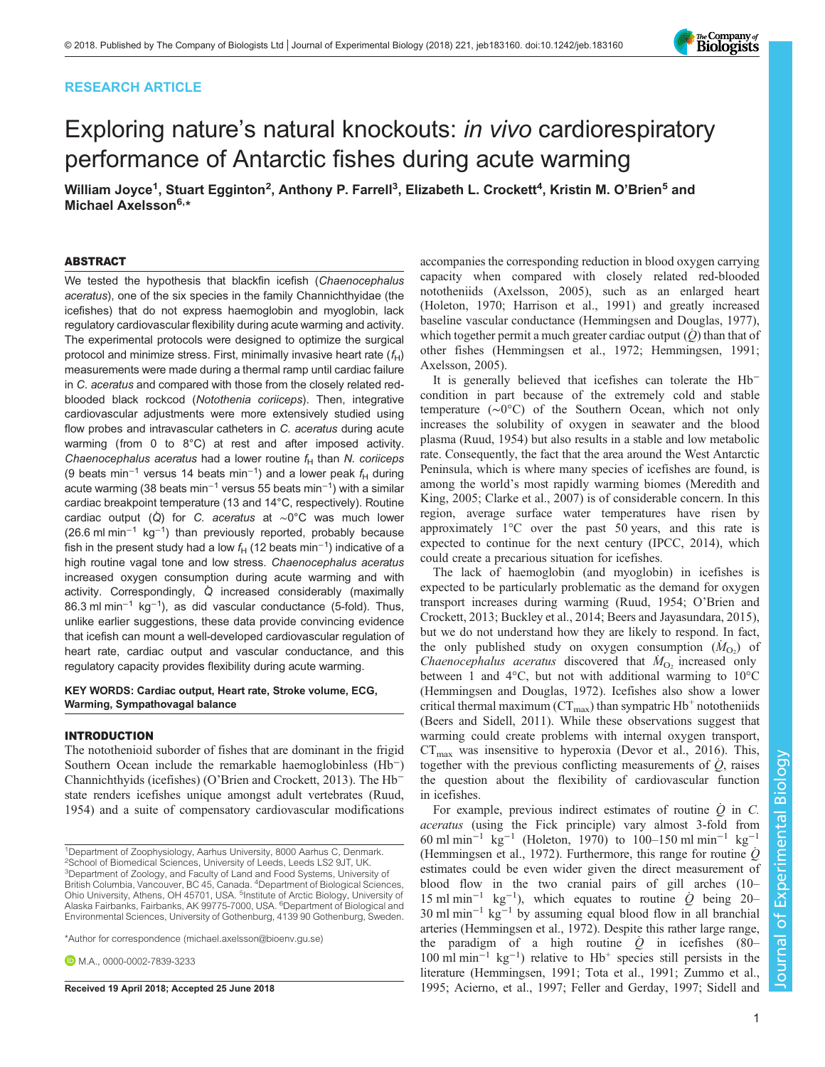**RESEARCH ARTICLE**

# Exploring nature's natural knockouts: *in vivo* cardiorespiratory performance of Antarctic fishes during acute warming

**William Joyce[1], Stuart Egginton[2], Anthony P. Farrell[3], Elizabeth L. Crockett[4], Kristin M. O'Brien[5] and Michael Axelsson[6,*]**

## ABSTRACT

We tested the hypothesis that blackfin icefish (*Chaenocephalus aceratus*), one of the six species in the family Channichthyidae (the icefishes) that do not express haemoglobin and myoglobin, lack regulatory cardiovascular flexibility during acute warming and activity. The experimental protocols were designed to optimize the surgical protocol and minimize stress. First, minimally invasive heart rate ($f_H$) measurements were made during a thermal ramp until cardiac failure in *C. aceratus* and compared with those from the closely related red-blooded black rockcod (*Notothenia coriiceps*). Then, integrative cardiovascular adjustments were more extensively studied using flow probes and intravascular catheters in *C. aceratus* during acute warming (from 0 to 8°C) at rest and after imposed activity. *Chaenocephalus aceratus* had a lower routine $f_H$ than *N. coriiceps* (9 beats min$^{-1}$ versus 14 beats min$^{-1}$) and a lower peak $f_H$ during acute warming (38 beats min$^{-1}$ versus 55 beats min$^{-1}$) with a similar cardiac breakpoint temperature (13 and 14°C, respectively). Routine cardiac output ($\dot{Q}$) for *C. aceratus* at ~0°C was much lower (26.6 ml min$^{-1}$ kg$^{-1}$) than previously reported, probably because fish in the present study had a low $f_H$ (12 beats min$^{-1}$) indicative of a high routine vagal tone and low stress. *Chaenocephalus aceratus* increased oxygen consumption during acute warming and with activity. Correspondingly, $\dot{Q}$ increased considerably (maximally 86.3 ml min$^{-1}$ kg$^{-1}$), as did vascular conductance (5-fold). Thus, unlike earlier suggestions, these data provide convincing evidence that icefish can mount a well-developed cardiovascular regulation of heart rate, cardiac output and vascular conductance, and this regulatory capacity provides flexibility during acute warming.

**KEY WORDS: Cardiac output, Heart rate, Stroke volume, ECG, Warming, Sympathovagal balance**

## INTRODUCTION

The notothenioid suborder of fishes that are dominant in the frigid Southern Ocean include the remarkable haemoglobinless (Hb$^-$) Channichthyids (icefishes) (O'Brien and Crockett, 2013). The Hb$^-$ state renders icefishes unique amongst adult vertebrates (Ruud, 1954) and a suite of compensatory cardiovascular modifications accompanies the corresponding reduction in blood oxygen carrying capacity when compared with closely related red-blooded notothenioids (Axelsson, 2005), such as an enlarged heart (Holeton, 1970; Harrison et al., 1991) and greatly increased baseline vascular conductance (Hemmingsen and Douglas, 1977), which together permit a much greater cardiac output ($\dot{Q}$) than that of other fishes (Hemmingsen et al., 1972; Hemmingsen, 1991; Axelsson, 2005).

It is generally believed that icefishes can tolerate the Hb$^-$ condition in part because of the extremely cold and stable temperature (~0°C) of the Southern Ocean, which not only increases the solubility of oxygen in seawater and the blood plasma (Ruud, 1954) but also results in a stable and low metabolic rate. Consequently, the fact that the area around the West Antarctic Peninsula, which is where many species of icefishes are found, is among the world's most rapidly warming biomes (Meredith and King, 2005; Clarke et al., 2007) is of considerable concern. In this region, average surface water temperatures have risen by approximately 1°C over the past 50 years, and this rate is expected to continue for the next century (IPCC, 2014), which could create a precarious situation for icefishes.

The lack of haemoglobin (and myoglobin) in icefishes is expected to be particularly problematic as the demand for oxygen transport increases during warming (Ruud, 1954; O'Brien and Crockett, 2013; Buckley et al., 2014; Beers and Jayasundara, 2015), but we do not understand how they are likely to respond. In fact, the only published study on oxygen consumption ($\dot{M}_{O_2}$) of *Chaenocephalus aceratus* discovered that $\dot{M}_{O_2}$ increased only between 1 and 4°C, but not with additional warming to 10°C (Hemmingsen and Douglas, 1972). Icefishes also show a lower critical thermal maximum ($CT_{max}$) than sympatric Hb$^+$ notothenioids (Beers and Sidell, 2011). While these observations suggest that warming could create problems with internal oxygen transport, $CT_{max}$ was insensitive to hyperoxia (Devor et al., 2016). This, together with the previous conflicting measurements of $\dot{Q}$, raises the question about the flexibility of cardiovascular function in icefishes.

For example, previous indirect estimates of routine $\dot{Q}$ in *C. aceratus* (using the Fick principle) vary almost 3-fold from 60 ml min$^{-1}$ kg$^{-1}$ (Holeton, 1970) to 100–150 ml min$^{-1}$ kg$^{-1}$ (Hemmingsen et al., 1972). Furthermore, this range for routine $\dot{Q}$ estimates could be even wider given the direct measurement of blood flow in the two cranial pairs of gill arches (10–15 ml min$^{-1}$ kg$^{-1}$), which equates to routine $\dot{Q}$ being 20–30 ml min$^{-1}$ kg$^{-1}$ by assuming equal blood flow in all branchial arteries (Hemmingsen et al., 1972). Despite this rather large range, the paradigm of a high routine $\dot{Q}$ in icefishes (80–100 ml min$^{-1}$ kg$^{-1}$) relative to Hb$^+$ species still persists in the literature (Hemmingsen, 1991; Tota et al., 1991; Zummo et al., 1995; Acierno, et al., 1997; Feller and Gerday, 1997; Sidell and

[1]Department of Zoophysiology, Aarhus University, 8000 Aarhus C, Denmark. [2]School of Biomedical Sciences, University of Leeds, Leeds LS2 9JT, UK. [3]Department of Zoology, and Faculty of Land and Food Systems, University of British Columbia, Vancouver, BC 45, Canada. [4]Department of Biological Sciences, Ohio University, Athens, OH 45701, USA. [5]Institute of Arctic Biology, University of Alaska Fairbanks, Fairbanks, AK 99775-7000, USA. [6]Department of Biological and Environmental Sciences, University of Gothenburg, 4139 90 Gothenburg, Sweden.

*Author for correspondence (michael.axelsson@bioenv.gu.se)

M.A., 0000-0002-7839-3233

**Received 19 April 2018; Accepted 25 June 2018**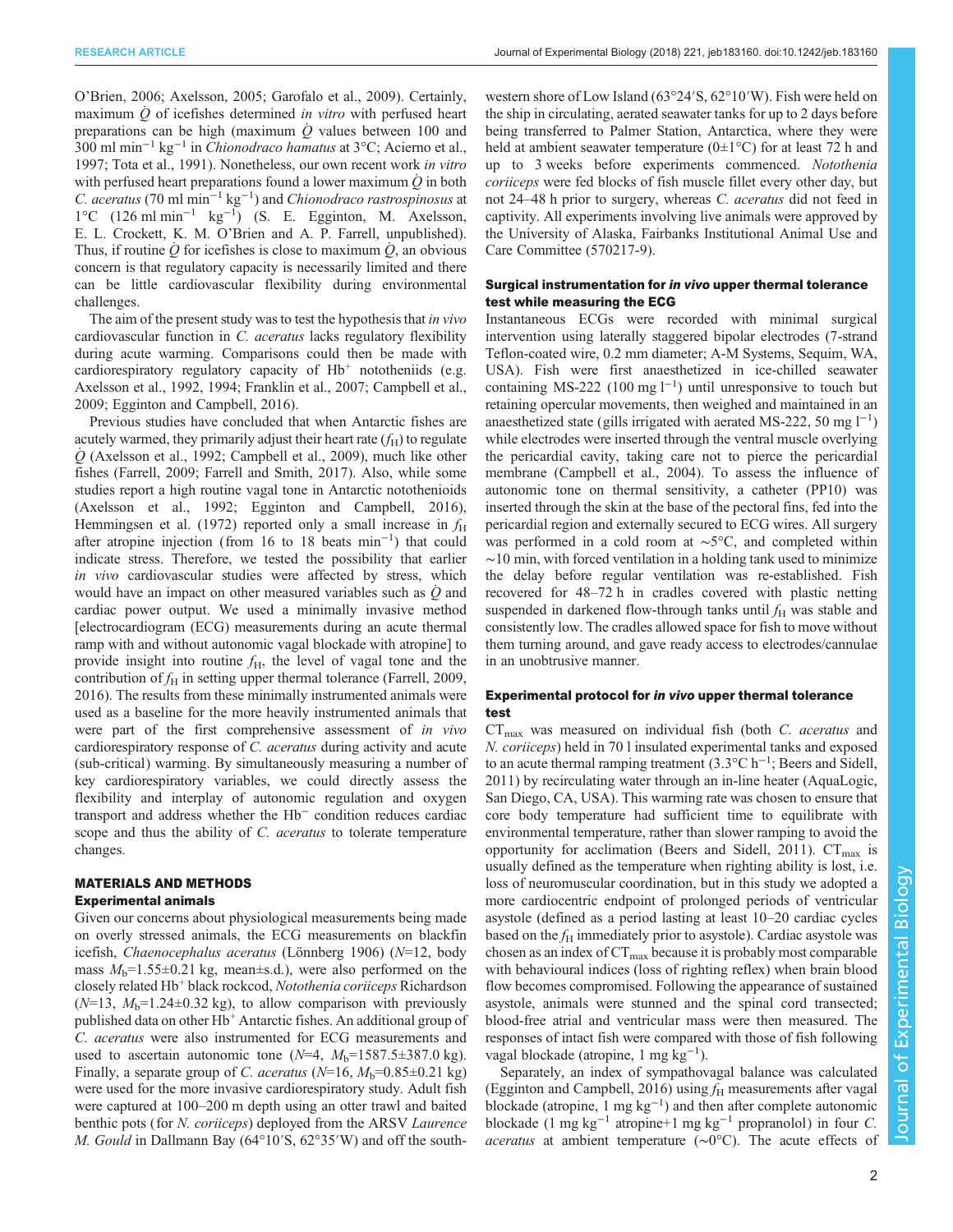O'Brien, 2006; Axelsson, 2005; Garofalo et al., 2009). Certainly, maximum $\dot{Q}$ of icefishes determined *in vitro* with perfused heart preparations can be high (maximum $\dot{Q}$ values between 100 and 300 ml min$^{-1}$ kg$^{-1}$ in *Chionodraco hamatus* at 3°C; Acierno et al., 1997; Tota et al., 1991). Nonetheless, our own recent work *in vitro* with perfused heart preparations found a lower maximum $\dot{Q}$ in both *C. aceratus* (70 ml min$^{-1}$ kg$^{-1}$) and *Chionodraco rastrospinosus* at 1°C (126 ml min$^{-1}$ kg$^{-1}$) (S. E. Egginton, M. Axelsson, E. L. Crockett, K. M. O'Brien and A. P. Farrell, unpublished). Thus, if routine $\dot{Q}$ for icefishes is close to maximum $\dot{Q}$, an obvious concern is that regulatory capacity is necessarily limited and there can be little cardiovascular flexibility during environmental challenges.

The aim of the present study was to test the hypothesis that *in vivo* cardiovascular function in *C. aceratus* lacks regulatory flexibility during acute warming. Comparisons could then be made with cardiorespiratory regulatory capacity of Hb$^+$ notothenioids (e.g. Axelsson et al., 1992, 1994; Franklin et al., 2007; Campbell et al., 2009; Egginton and Campbell, 2016).

Previous studies have concluded that when Antarctic fishes are acutely warmed, they primarily adjust their heart rate ($f_H$) to regulate $\dot{Q}$ (Axelsson et al., 1992; Campbell et al., 2009), much like other fishes (Farrell, 2009; Farrell and Smith, 2017). Also, while some studies report a high routine vagal tone in Antarctic notothenioids (Axelsson et al., 1992; Egginton and Campbell, 2016), Hemmingsen et al. (1972) reported only a small increase in $f_H$ after atropine injection (from 16 to 18 beats min$^{-1}$) that could indicate stress. Therefore, we tested the possibility that earlier *in vivo* cardiovascular studies were affected by stress, which would have an impact on other measured variables such as $\dot{Q}$ and cardiac power output. We used a minimally invasive method [electrocardiogram (ECG) measurements during an acute thermal ramp with and without autonomic vagal blockade with atropine] to provide insight into routine $f_H$, the level of vagal tone and the contribution of $f_H$ in setting upper thermal tolerance (Farrell, 2009, 2016). The results from these minimally instrumented animals were used as a baseline for the more heavily instrumented animals that were part of the first comprehensive assessment of *in vivo* cardiorespiratory response of *C. aceratus* during activity and acute (sub-critical) warming. By simultaneously measuring a number of key cardiorespiratory variables, we could directly assess the flexibility and interplay of autonomic regulation and oxygen transport and address whether the Hb$^-$ condition reduces cardiac scope and thus the ability of *C. aceratus* to tolerate temperature changes.

## MATERIALS AND METHODS

### Experimental animals

Given our concerns about physiological measurements being made on overly stressed animals, the ECG measurements on blackfin icefish, *Chaenocephalus aceratus* (Lönnberg 1906) ($N$=12, body mass $M_b$=1.55±0.21 kg, mean±s.d.), were also performed on the closely related Hb$^+$ black rockcod, *Notothenia coriiceps* Richardson ($N$=13, $M_b$=1.24±0.32 kg), to allow comparison with previously published data on other Hb$^+$ Antarctic fishes. An additional group of *C. aceratus* were also instrumented for ECG measurements and used to ascertain autonomic tone ($N$=4, $M_b$=1587.5±387.0 kg). Finally, a separate group of *C. aceratus* ($N$=16, $M_b$=0.85±0.21 kg) were used for the more invasive cardiorespiratory study. Adult fish were captured at 100–200 m depth using an otter trawl and baited benthic pots (for *N. coriiceps*) deployed from the ARSV *Laurence M. Gould* in Dallmann Bay (64°10′S, 62°35′W) and off the south-western shore of Low Island (63°24′S, 62°10′W). Fish were held on the ship in circulating, aerated seawater tanks for up to 2 days before being transferred to Palmer Station, Antarctica, where they were held at ambient seawater temperature (0±1°C) for at least 72 h and up to 3 weeks before experiments commenced. *Notothenia coriiceps* were fed blocks of fish muscle fillet every other day, but not 24–48 h prior to surgery, whereas *C. aceratus* did not feed in captivity. All experiments involving live animals were approved by the University of Alaska, Fairbanks Institutional Animal Use and Care Committee (570217-9).

### Surgical instrumentation for *in vivo* upper thermal tolerance test while measuring the ECG

Instantaneous ECGs were recorded with minimal surgical intervention using laterally staggered bipolar electrodes (7-strand Teflon-coated wire, 0.2 mm diameter; A-M Systems, Sequim, WA, USA). Fish were first anaesthetized in ice-chilled seawater containing MS-222 (100 mg l$^{-1}$) until unresponsive to touch but retaining opercular movements, then weighed and maintained in an anaesthetized state (gills irrigated with aerated MS-222, 50 mg l$^{-1}$) while electrodes were inserted through the ventral muscle overlying the pericardial cavity, taking care not to pierce the pericardial membrane (Campbell et al., 2004). To assess the influence of autonomic tone on thermal sensitivity, a catheter (PP10) was inserted through the skin at the base of the pectoral fins, fed into the pericardial region and externally secured to ECG wires. All surgery was performed in a cold room at ∼5°C, and completed within ∼10 min, with forced ventilation in a holding tank used to minimize the delay before regular ventilation was re-established. Fish recovered for 48–72 h in cradles covered with plastic netting suspended in darkened flow-through tanks until $f_H$ was stable and consistently low. The cradles allowed space for fish to move without them turning around, and gave ready access to electrodes/cannulae in an unobtrusive manner.

### Experimental protocol for *in vivo* upper thermal tolerance test

$CT_{max}$ was measured on individual fish (both *C. aceratus* and *N. coriiceps*) held in 70 l insulated experimental tanks and exposed to an acute thermal ramping treatment (3.3°C h$^{-1}$; Beers and Sidell, 2011) by recirculating water through an in-line heater (AquaLogic, San Diego, CA, USA). This warming rate was chosen to ensure that core body temperature had sufficient time to equilibrate with environmental temperature, rather than slower ramping to avoid the opportunity for acclimation (Beers and Sidell, 2011). $CT_{max}$ is usually defined as the temperature when righting ability is lost, i.e. loss of neuromuscular coordination, but in this study we adopted a more cardiocentric endpoint of prolonged periods of ventricular asystole (defined as a period lasting at least 10–20 cardiac cycles based on the $f_H$ immediately prior to asystole). Cardiac asystole was chosen as an index of $CT_{max}$ because it is probably most comparable with behavioural indices (loss of righting reflex) when brain blood flow becomes compromised. Following the appearance of sustained asystole, animals were stunned and the spinal cord transected; blood-free atrial and ventricular mass were then measured. The responses of intact fish were compared with those of fish following vagal blockade (atropine, 1 mg kg$^{-1}$).

Separately, an index of sympathovagal balance was calculated (Egginton and Campbell, 2016) using $f_H$ measurements after vagal blockade (atropine, 1 mg kg$^{-1}$) and then after complete autonomic blockade (1 mg kg$^{-1}$ atropine+1 mg kg$^{-1}$ propranolol) in four *C. aceratus* at ambient temperature (∼0°C). The acute effects of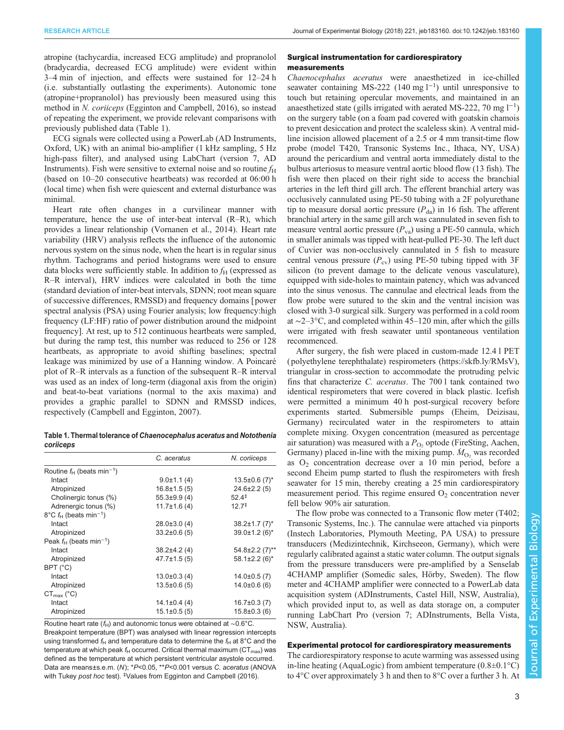atropine (tachycardia, increased ECG amplitude) and propranolol (bradycardia, decreased ECG amplitude) were evident within 3–4 min of injection, and effects were sustained for 12–24 h (i.e. substantially outlasting the experiments). Autonomic tone (atropine+propranolol) has previously been measured using this method in *N. coriiceps* (Egginton and Campbell, 2016), so instead of repeating the experiment, we provide relevant comparisons with previously published data (Table 1).

ECG signals were collected using a PowerLab (AD Instruments, Oxford, UK) with an animal bio-amplifier (1 kHz sampling, 5 Hz high-pass filter), and analysed using LabChart (version 7, AD Instruments). Fish were sensitive to external noise and so routine $f_H$ (based on 10–20 consecutive heartbeats) was recorded at 06:00 h (local time) when fish were quiescent and external disturbance was minimal.

Heart rate often changes in a curvilinear manner with temperature, hence the use of inter-beat interval (R–R), which provides a linear relationship (Vornanen et al., 2014). Heart rate variability (HRV) analysis reflects the influence of the autonomic nervous system on the sinus node, when the heart is in regular sinus rhythm. Tachograms and period histograms were used to ensure data blocks were sufficiently stable. In addition to $f_H$ (expressed as R–R interval), HRV indices were calculated in both the time (standard deviation of inter-beat intervals, SDNN; root mean square of successive differences, RMSSD) and frequency domains [power spectral analysis (PSA) using Fourier analysis; low frequency:high frequency (LF:HF) ratio of power distribution around the midpoint frequency]. At rest, up to 512 continuous heartbeats were sampled, but during the ramp test, this number was reduced to 256 or 128 heartbeats, as appropriate to avoid shifting baselines; spectral leakage was minimized by use of a Hanning window. A Poincaré plot of R–R intervals as a function of the subsequent R–R interval was used as an index of long-term (diagonal axis from the origin) and beat-to-beat variations (normal to the axis maxima) and provides a graphic parallel to SDNN and RMSSD indices, respectively (Campbell and Egginton, 2007).

**Table 1. Thermal tolerance of *Chaenocephalus aceratus* and *Notothenia coriiceps***

| | *C. aceratus* | *N. coriiceps* |
|---|---|---|
| Routine $f_H$ (beats min$^{-1}$) | | |
| Intact | 9.0±1.1 (4) | 13.5±0.6 (7)* |
| Atropinized | 16.8±1.5 (5) | 24.6±2.2 (5) |
| Cholinergic tonus (%) | 55.3±9.9 (4) | 52.4‡ |
| Adrenergic tonus (%) | 11.7±1.6 (4) | 12.7‡ |
| 8°C $f_H$ (beats min$^{-1}$) | | |
| Intact | 28.0±3.0 (4) | 38.2±1.7 (7)* |
| Atropinized | 33.2±0.6 (5) | 39.0±1.2 (6)* |
| Peak $f_H$ (beats min$^{-1}$) | | |
| Intact | 38.2±4.2 (4) | 54.8±2.2 (7)** |
| Atropinized | 47.7±1.5 (5) | 58.1±2.2 (6)* |
| BPT (°C) | | |
| Intact | 13.0±0.3 (4) | 14.0±0.5 (7) |
| Atropinized | 13.5±0.6 (5) | 14.0±0.6 (6) |
| $CT_{max}$ (°C) | | |
| Intact | 14.1±0.4 (4) | 16.7±0.3 (7) |
| Atropinized | 15.1±0.5 (5) | 15.8±0.3 (6) |

Routine heart rate ($f_H$) and autonomic tonus were obtained at ∼0.6°C. Breakpoint temperature (BPT) was analysed with linear regression intercepts using transformed $f_H$ and temperature data to determine the $f_H$ at 8°C and the temperature at which peak $f_H$ occurred. Critical thermal maximum ($CT_{max}$) was defined as the temperature at which persistent ventricular asystole occurred. Data are means±s.e.m. (*N*); \*$P$<0.05, \*\*$P$<0.001 versus *C. aceratus* (ANOVA with Tukey *post hoc* test). ‡Values from Egginton and Campbell (2016).

### Surgical instrumentation for cardiorespiratory measurements

*Chaenocephalus aceratus* were anaesthetized in ice-chilled seawater containing MS-222 (140 mg l$^{-1}$) until unresponsive to touch but retaining opercular movements, and maintained in an anaesthetized state (gills irrigated with aerated MS-222, 70 mg l$^{-1}$) on the surgery table (on a foam pad covered with goatskin chamois to prevent desiccation and protect the scaleless skin). A ventral mid-line incision allowed placement of a 2.5 or 4 mm transit-time flow probe (model T420, Transonic Systems Inc., Ithaca, NY, USA) around the pericardium and ventral aorta immediately distal to the bulbus arteriosus to measure ventral aortic blood flow (13 fish). The fish were then placed on their right side to access the branchial arteries in the left third gill arch. The efferent branchial artery was occlusively cannulated using PE-50 tubing with a 2F polyurethane tip to measure dorsal aortic pressure ($P_{da}$) in 16 fish. The afferent branchial artery in the same gill arch was cannulated in seven fish to measure ventral aortic pressure ($P_{va}$) using a PE-50 cannula, which in smaller animals was tipped with heat-pulled PE-30. The left duct of Cuvier was non-occlusively cannulated in 5 fish to measure central venous pressure ($P_{cv}$) using PE-50 tubing tipped with 3F silicon (to prevent damage to the delicate venous vasculature), equipped with side-holes to maintain patency, which was advanced into the sinus venosus. The cannulae and electrical leads from the flow probe were sutured to the skin and the ventral incision was closed with 3-0 surgical silk. Surgery was performed in a cold room at ∼2–3°C, and completed within 45–120 min, after which the gills were irrigated with fresh seawater until spontaneous ventilation recommenced.

After surgery, the fish were placed in custom-made 12.4 l PET (polyethylene terephthalate) respirometers (https://skfb.ly/RMsV), triangular in cross-section to accommodate the protruding pelvic fins that characterize *C. aceratus*. The 700 l tank contained two identical respirometers that were covered in black plastic. Icefish were permitted a minimum 40 h post-surgical recovery before experiments started. Submersible pumps (Eheim, Deizisau, Germany) recirculated water in the respirometers to attain complete mixing. Oxygen concentration (measured as percentage air saturation) was measured with a $P_{O_2}$ optode (FireSting, Aachen, Germany) placed in-line with the mixing pump. $\dot{M}_{O_2}$ was recorded as $O_2$ concentration decrease over a 10 min period, before a second Eheim pump started to flush the respirometers with fresh seawater for 15 min, thereby creating a 25 min cardiorespiratory measurement period. This regime ensured $O_2$ concentration never fell below 90% air saturation.

The flow probe was connected to a Transonic flow meter (T402; Transonic Systems, Inc.). The cannulae were attached via pinports (Instech Laboratories, Plymouth Meeting, PA USA) to pressure transducers (Medizintechnik, Kirchseeon, Germany), which were regularly calibrated against a static water column. The output signals from the pressure transducers were pre-amplified by a Senselab 4CHAMP amplifier (Somedic sales, Hörby, Sweden). The flow meter and 4CHAMP amplifier were connected to a PowerLab data acquisition system (ADInstruments, Castel Hill, NSW, Australia), which provided input to, as well as data storage on, a computer running LabChart Pro (version 7; ADInstruments, Bella Vista, NSW, Australia).

### Experimental protocol for cardiorespiratory measurements

The cardiorespiratory response to acute warming was assessed using in-line heating (AquaLogic) from ambient temperature (0.8±0.1°C) to 4°C over approximately 3 h and then to 8°C over a further 3 h. At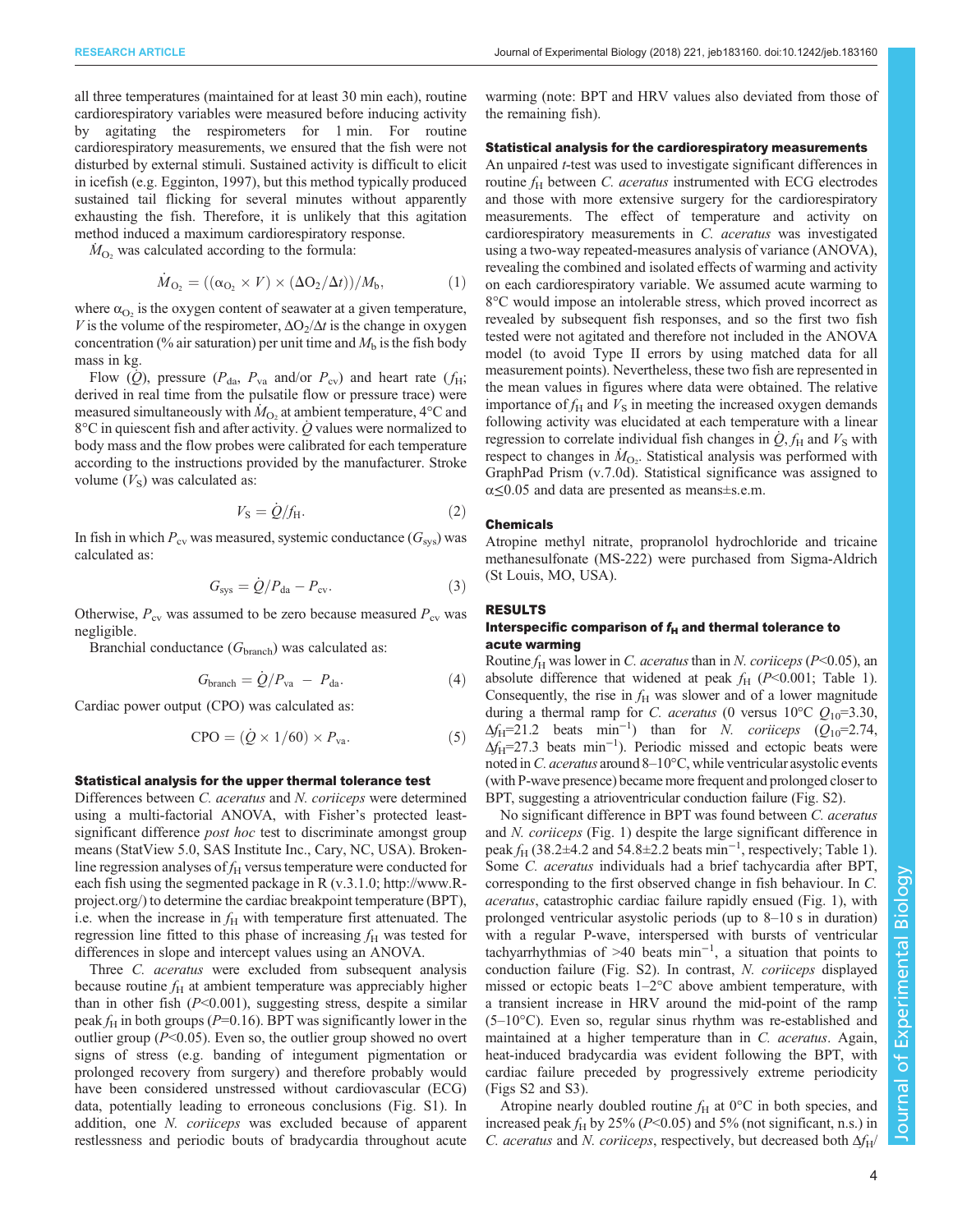all three temperatures (maintained for at least 30 min each), routine cardiorespiratory variables were measured before inducing activity by agitating the respirometers for 1 min. For routine cardiorespiratory measurements, we ensured that the fish were not disturbed by external stimuli. Sustained activity is difficult to elicit in icefish (e.g. Egginton, 1997), but this method typically produced sustained tail flicking for several minutes without apparently exhausting the fish. Therefore, it is unlikely that this agitation method induced a maximum cardiorespiratory response.

$\dot{M}_{O_2}$ was calculated according to the formula:

$$\dot{M}_{O_2} = ((\alpha_{O_2} \times V) \times (\Delta O_2/\Delta t))/M_b, \quad (1)$$

where $\alpha_{O_2}$ is the oxygen content of seawater at a given temperature, $V$ is the volume of the respirometer, $\Delta O_2/\Delta t$ is the change in oxygen concentration (% air saturation) per unit time and $M_b$ is the fish body mass in kg.

Flow ($\dot{Q}$), pressure ($P_{da}$, $P_{va}$ and/or $P_{cv}$) and heart rate ($f_H$; derived in real time from the pulsatile flow or pressure trace) were measured simultaneously with $\dot{M}_{O_2}$ at ambient temperature, 4°C and 8°C in quiescent fish and after activity. $\dot{Q}$ values were normalized to body mass and the flow probes were calibrated for each temperature according to the instructions provided by the manufacturer. Stroke volume ($V_S$) was calculated as:

$$V_S = \dot{Q}/f_H. \quad (2)$$

In fish in which $P_{cv}$ was measured, systemic conductance ($G_{sys}$) was calculated as:

$$G_{sys} = \dot{Q}/P_{da} - P_{cv}. \quad (3)$$

Otherwise, $P_{cv}$ was assumed to be zero because measured $P_{cv}$ was negligible.

Branchial conductance ($G_{branch}$) was calculated as:

$$G_{branch} = \dot{Q}/P_{va} - P_{da}. \quad (4)$$

Cardiac power output (CPO) was calculated as:

$$\text{CPO} = (\dot{Q} \times 1/60) \times P_{va}. \quad (5)$$

### Statistical analysis for the upper thermal tolerance test

Differences between *C. aceratus* and *N. coriiceps* were determined using a multi-factorial ANOVA, with Fisher's protected least-significant difference *post hoc* test to discriminate amongst group means (StatView 5.0, SAS Institute Inc., Cary, NC, USA). Broken-line regression analyses of $f_H$ versus temperature were conducted for each fish using the segmented package in R (v.3.1.0; http://www.R-project.org/) to determine the cardiac breakpoint temperature (BPT), i.e. when the increase in $f_H$ with temperature first attenuated. The regression line fitted to this phase of increasing $f_H$ was tested for differences in slope and intercept values using an ANOVA.

Three *C. aceratus* were excluded from subsequent analysis because routine $f_H$ at ambient temperature was appreciably higher than in other fish ($P$<0.001), suggesting stress, despite a similar peak $f_H$ in both groups ($P$=0.16). BPT was significantly lower in the outlier group ($P$<0.05). Even so, the outlier group showed no overt signs of stress (e.g. banding of integument pigmentation or prolonged recovery from surgery) and therefore probably would have been considered unstressed without cardiovascular (ECG) data, potentially leading to erroneous conclusions (Fig. S1). In addition, one *N. coriiceps* was excluded because of apparent restlessness and periodic bouts of bradycardia throughout acute warming (note: BPT and HRV values also deviated from those of the remaining fish).

### Statistical analysis for the cardiorespiratory measurements

An unpaired *t*-test was used to investigate significant differences in routine $f_H$ between *C. aceratus* instrumented with ECG electrodes and those with more extensive surgery for the cardiorespiratory measurements. The effect of temperature and activity on cardiorespiratory measurements in *C. aceratus* was investigated using a two-way repeated-measures analysis of variance (ANOVA), revealing the combined and isolated effects of warming and activity on each cardiorespiratory variable. We assumed acute warming to 8°C would impose an intolerable stress, which proved incorrect as revealed by subsequent fish responses, and so the first two fish tested were not agitated and therefore not included in the ANOVA model (to avoid Type II errors by using matched data for all measurement points). Nevertheless, these two fish are represented in the mean values in figures where data were obtained. The relative importance of $f_H$ and $V_S$ in meeting the increased oxygen demands following activity was elucidated at each temperature with a linear regression to correlate individual fish changes in $\dot{Q}$, $f_H$ and $V_S$ with respect to changes in $\dot{M}_{O_2}$. Statistical analysis was performed with GraphPad Prism (v.7.0d). Statistical significance was assigned to $\alpha \leq 0.05$ and data are presented as means±s.e.m.

### Chemicals

Atropine methyl nitrate, propranolol hydrochloride and tricaine methanesulfonate (MS-222) were purchased from Sigma-Aldrich (St Louis, MO, USA).

## RESULTS

### Interspecific comparison of $f_H$ and thermal tolerance to acute warming

Routine $f_H$ was lower in *C. aceratus* than in *N. coriiceps* ($P$<0.05), an absolute difference that widened at peak $f_H$ ($P$<0.001; Table 1). Consequently, the rise in $f_H$ was slower and of a lower magnitude during a thermal ramp for *C. aceratus* (0 versus 10°C $Q_{10}$=3.30, $\Delta f_H$=21.2 beats min$^{-1}$) than for *N. coriiceps* ($Q_{10}$=2.74, $\Delta f_H$=27.3 beats min$^{-1}$). Periodic missed and ectopic beats were noted in *C. aceratus* around 8–10°C, while ventricular asystolic events (with P-wave presence) became more frequent and prolonged closer to BPT, suggesting a atrioventricular conduction failure (Fig. S2).

No significant difference in BPT was found between *C. aceratus* and *N. coriiceps* (Fig. 1) despite the large significant difference in peak $f_H$ (38.2±4.2 and 54.8±2.2 beats min$^{-1}$, respectively; Table 1). Some *C. aceratus* individuals had a brief tachycardia after BPT, corresponding to the first observed change in fish behaviour. In *C. aceratus*, catastrophic cardiac failure rapidly ensued (Fig. 1), with prolonged ventricular asystolic periods (up to 8–10 s in duration) with a regular P-wave, interspersed with bursts of ventricular tachyarrhythmias of >40 beats min$^{-1}$, a situation that points to conduction failure (Fig. S2). In contrast, *N. coriiceps* displayed missed or ectopic beats 1–2°C above ambient temperature, with a transient increase in HRV around the mid-point of the ramp (5–10°C). Even so, regular sinus rhythm was re-established and maintained at a higher temperature than in *C. aceratus*. Again, heat-induced bradycardia was evident following the BPT, with cardiac failure preceded by progressively extreme periodicity (Figs S2 and S3).

Atropine nearly doubled routine $f_H$ at 0°C in both species, and increased peak $f_H$ by 25% ($P$<0.05) and 5% (not significant, n.s.) in *C. aceratus* and *N. coriiceps*, respectively, but decreased both $\Delta f_H$/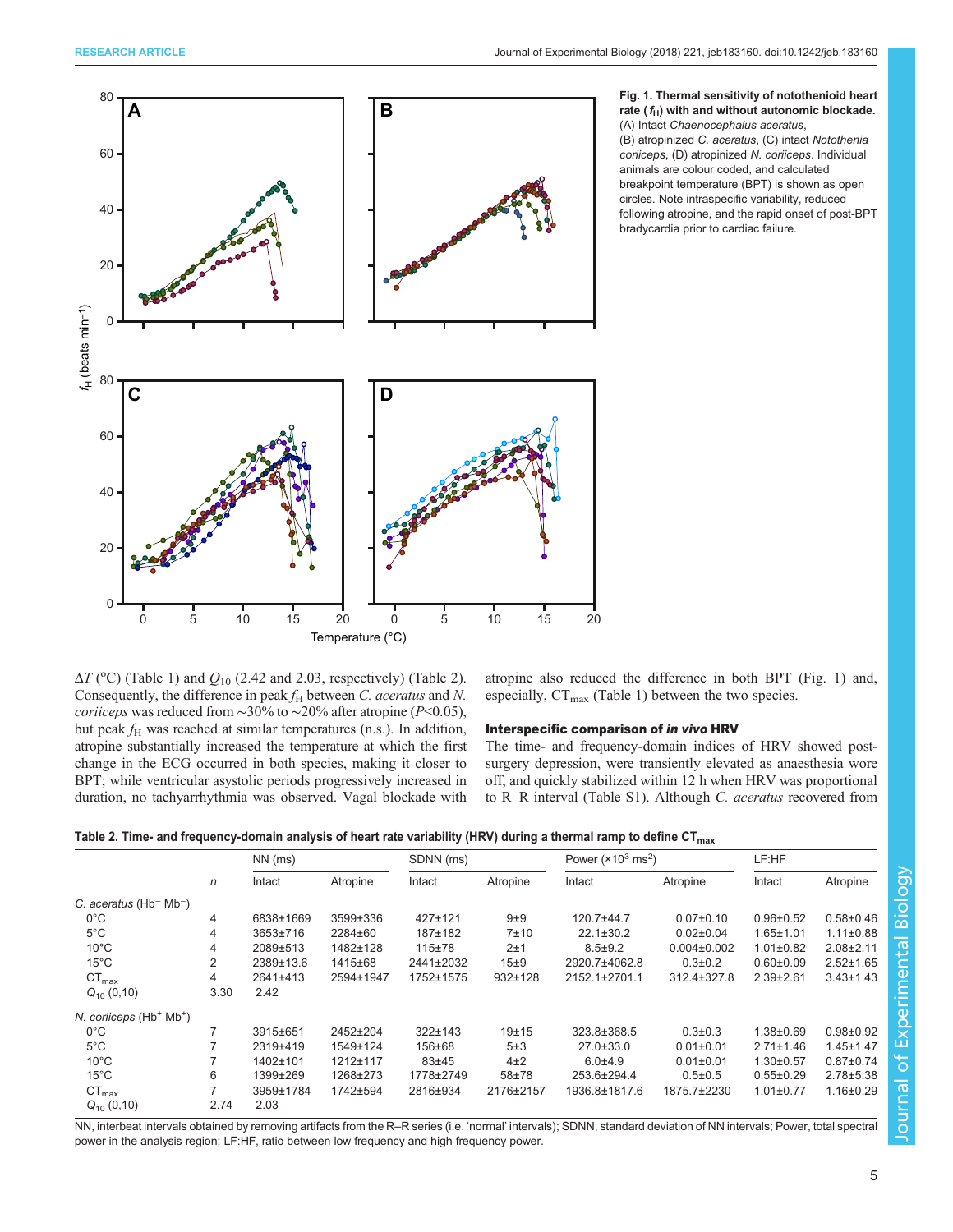A

B

C

D

80

60

40

20

0

80

60

40

20

0

$f_H$ (beats min$^{-1}$)

0 5 10 15 20

0 5 10 15 20

Temperature (°C)

**Fig. 1. Thermal sensitivity of notothenioid heart rate ($f_H$) with and without autonomic blockade.** (A) Intact *Chaenocephalus aceratus*, (B) atropinized *C. aceratus*, (C) intact *Notothenia coriiceps*, (D) atropinized *N. coriiceps*. Individual animals are colour coded, and calculated breakpoint temperature (BPT) is shown as open circles. Note intraspecific variability, reduced following atropine, and the rapid onset of post-BPT bradycardia prior to cardiac failure.

Δ$T$ (°C) (Table 1) and $Q_{10}$ (2.42 and 2.03, respectively) (Table 2). Consequently, the difference in peak $f_H$ between *C. aceratus* and *N. coriiceps* was reduced from ~30% to ~20% after atropine ($P$<0.05), but peak $f_H$ was reached at similar temperatures (n.s.). In addition, atropine substantially increased the temperature at which the first change in the ECG occurred in both species, making it closer to BPT; while ventricular asystolic periods progressively increased in duration, no tachyarrhythmia was observed. Vagal blockade with atropine also reduced the difference in both BPT (Fig. 1) and, especially, $CT_{max}$ (Table 1) between the two species.

### Interspecific comparison of *in vivo* HRV

The time- and frequency-domain indices of HRV showed post-surgery depression, were transiently elevated as anaesthesia wore off, and quickly stabilized within 12 h when HRV was proportional to R–R interval (Table S1). Although *C. aceratus* recovered from

**Table 2. Time- and frequency-domain analysis of heart rate variability (HRV) during a thermal ramp to define $CT_{max}$**

| | | NN (ms) | | SDNN (ms) | | Power (×10$^3$ ms$^2$) | | LF:HF | |
|---|---|---|---|---|---|---|---|---|---|
| | $n$ | Intact | Atropine | Intact | Atropine | Intact | Atropine | Intact | Atropine |
| *C. aceratus* (Hb$^-$ Mb$^-$) | | | | | | | | | |
| 0°C | 4 | 6838±1669 | 3599±336 | 427±121 | 9±9 | 120.7±44.7 | 0.07±0.10 | 0.96±0.52 | 0.58±0.46 |
| 5°C | 4 | 3653±716 | 2284±60 | 187±182 | 7±10 | 22.1±30.2 | 0.02±0.04 | 1.65±1.01 | 1.11±0.88 |
| 10°C | 4 | 2089±513 | 1482±128 | 115±78 | 2±1 | 8.5±9.2 | 0.004±0.002 | 1.01±0.82 | 2.08±2.11 |
| 15°C | 2 | 2389±13.6 | 1415±68 | 2441±2032 | 15±9 | 2920.7±4062.8 | 0.3±0.2 | 0.60±0.09 | 2.52±1.65 |
| $CT_{max}$ | 4 | 2641±413 | 2594±1947 | 1752±1575 | 932±128 | 2152.1±2701.1 | 312.4±327.8 | 2.39±2.61 | 3.43±1.43 |
| $Q_{10}$ (0,10) | 3.30 | 2.42 | | | | | | | |
| *N. coriiceps* (Hb$^+$ Mb$^+$) | | | | | | | | | |
| 0°C | 7 | 3915±651 | 2452±204 | 322±143 | 19±15 | 323.8±368.5 | 0.3±0.3 | 1.38±0.69 | 0.98±0.92 |
| 5°C | 7 | 2319±419 | 1549±124 | 156±68 | 5±3 | 27.0±33.0 | 0.01±0.01 | 2.71±1.46 | 1.45±1.47 |
| 10°C | 7 | 1402±101 | 1212±117 | 83±45 | 4±2 | 6.0±4.9 | 0.01±0.01 | 1.30±0.57 | 0.87±0.74 |
| 15°C | 6 | 1399±269 | 1268±273 | 1778±2749 | 58±78 | 253.6±294.4 | 0.5±0.5 | 0.55±0.29 | 2.78±5.38 |
| $CT_{max}$ | 7 | 3959±1784 | 1742±594 | 2816±934 | 2176±2157 | 1936.8±1817.6 | 1875.7±2230 | 1.01±0.77 | 1.16±0.29 |
| $Q_{10}$ (0,10) | 2.74 | 2.03 | | | | | | | |

NN, interbeat intervals obtained by removing artifacts from the R–R series (i.e. 'normal' intervals); SDNN, standard deviation of NN intervals; Power, total spectral power in the analysis region; LF:HF, ratio between low frequency and high frequency power.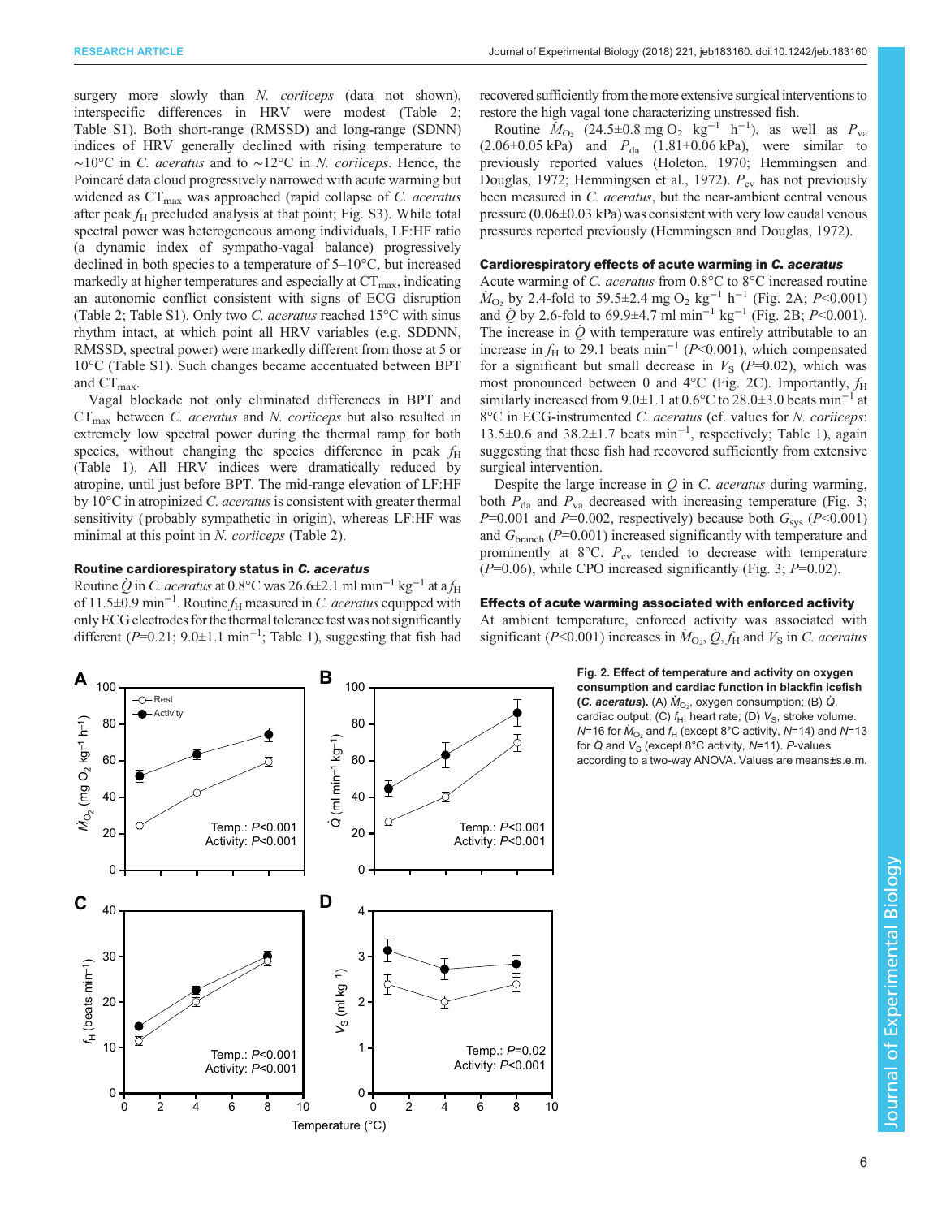surgery more slowly than *N. coriiceps* (data not shown), interspecific differences in HRV were modest (Table 2; Table S1). Both short-range (RMSSD) and long-range (SDNN) indices of HRV generally declined with rising temperature to ~10°C in *C. aceratus* and to ~12°C in *N. coriiceps*. Hence, the Poincaré data cloud progressively narrowed with acute warming but widened as $CT_{max}$ was approached (rapid collapse of *C. aceratus* after peak $f_H$ precluded analysis at that point; Fig. S3). While total spectral power was heterogeneous among individuals, LF:HF ratio (a dynamic index of sympatho-vagal balance) progressively declined in both species to a temperature of 5–10°C, but increased markedly at higher temperatures and especially at $CT_{max}$, indicating an autonomic conflict consistent with signs of ECG disruption (Table 2; Table S1). Only two *C. aceratus* reached 15°C with sinus rhythm intact, at which point all HRV variables (e.g. SDDNN, RMSSD, spectral power) were markedly different from those at 5 or 10°C (Table S1). Such changes became accentuated between BPT and $CT_{max}$.

Vagal blockade not only eliminated differences in BPT and $CT_{max}$ between *C. aceratus* and *N. coriiceps* but also resulted in extremely low spectral power during the thermal ramp for both species, without changing the species difference in peak $f_H$ (Table 1). All HRV indices were dramatically reduced by atropine, until just before BPT. The mid-range elevation of LF:HF by 10°C in atropinized *C. aceratus* is consistent with greater thermal sensitivity (probably sympathetic in origin), whereas LF:HF was minimal at this point in *N. coriiceps* (Table 2).

### Routine cardiorespiratory status in *C. aceratus*

Routine $\dot{Q}$ in *C. aceratus* at 0.8°C was 26.6±2.1 ml min$^{-1}$ kg$^{-1}$ at a $f_H$ of 11.5±0.9 min$^{-1}$. Routine $f_H$ measured in *C. aceratus* equipped with only ECG electrodes for the thermal tolerance test was not significantly different ($P$=0.21; 9.0±1.1 min$^{-1}$; Table 1), suggesting that fish had recovered sufficiently from the more extensive surgical interventions to restore the high vagal tone characterizing unstressed fish.

Routine $\dot{M}_{O_2}$ (24.5±0.8 mg $O_2$ kg$^{-1}$ h$^{-1}$), as well as $P_{va}$ (2.06±0.05 kPa) and $P_{da}$ (1.81±0.06 kPa), were similar to previously reported values (Holeton, 1970; Hemmingsen and Douglas, 1972; Hemmingsen et al., 1972). $P_{cv}$ has not previously been measured in *C. aceratus*, but the near-ambient central venous pressure (0.06±0.03 kPa) was consistent with very low caudal venous pressures reported previously (Hemmingsen and Douglas, 1972).

### Cardiorespiratory effects of acute warming in *C. aceratus*

Acute warming of *C. aceratus* from 0.8°C to 8°C increased routine $\dot{M}_{O_2}$ by 2.4-fold to 59.5±2.4 mg $O_2$ kg$^{-1}$ h$^{-1}$ (Fig. 2A; $P$<0.001) and $\dot{Q}$ by 2.6-fold to 69.9±4.7 ml min$^{-1}$ kg$^{-1}$ (Fig. 2B; $P$<0.001). The increase in $\dot{Q}$ with temperature was entirely attributable to an increase in $f_H$ to 29.1 beats min$^{-1}$ ($P$<0.001), which compensated for a significant but small decrease in $V_S$ ($P$=0.02), which was most pronounced between 0 and 4°C (Fig. 2C). Importantly, $f_H$ similarly increased from 9.0±1.1 at 0.6°C to 28.0±3.0 beats min$^{-1}$ at 8°C in ECG-instrumented *C. aceratus* (cf. values for *N. coriiceps*: 13.5±0.6 and 38.2±1.7 beats min$^{-1}$, respectively; Table 1), again suggesting that these fish had recovered sufficiently from extensive surgical intervention.

Despite the large increase in $\dot{Q}$ in *C. aceratus* during warming, both $P_{da}$ and $P_{va}$ decreased with increasing temperature (Fig. 3; $P$=0.001 and $P$=0.002, respectively) because both $G_{sys}$ ($P$<0.001) and $G_{branch}$ ($P$=0.001) increased significantly with temperature and prominently at 8°C. $P_{cv}$ tended to decrease with temperature ($P$=0.06), while CPO increased significantly (Fig. 3; $P$=0.02).

### Effects of acute warming associated with enforced activity

At ambient temperature, enforced activity was associated with significant ($P$<0.001) increases in $\dot{M}_{O_2}$, $\dot{Q}$, $f_H$ and $V_S$ in *C. aceratus*

A
Rest
Activity
$\dot{M}_{O_2}$ (mg $O_2$ kg$^{-1}$ h$^{-1}$)
Temp.: $P$<0.001
Activity: $P$<0.001

B
$\dot{Q}$ (ml min$^{-1}$ kg$^{-1}$)
Temp.: $P$<0.001
Activity: $P$<0.001

C
$f_H$ (beats min$^{-1}$)
Temp.: $P$<0.001
Activity: $P$<0.001

D
$V_S$ (ml kg$^{-1}$)
Temp.: $P$=0.02
Activity: $P$<0.001

Temperature (°C)

**Fig. 2. Effect of temperature and activity on oxygen consumption and cardiac function in blackfin icefish (*C. aceratus*).** (A) $\dot{M}_{O_2}$, oxygen consumption; (B) $\dot{Q}$, cardiac output; (C) $f_H$, heart rate; (D) $V_S$, stroke volume. $N$=16 for $\dot{M}_{O_2}$ and $f_H$ (except 8°C activity, $N$=14) and $N$=13 for $\dot{Q}$ and $V_S$ (except 8°C activity, $N$=11). $P$-values according to a two-way ANOVA. Values are means±s.e.m.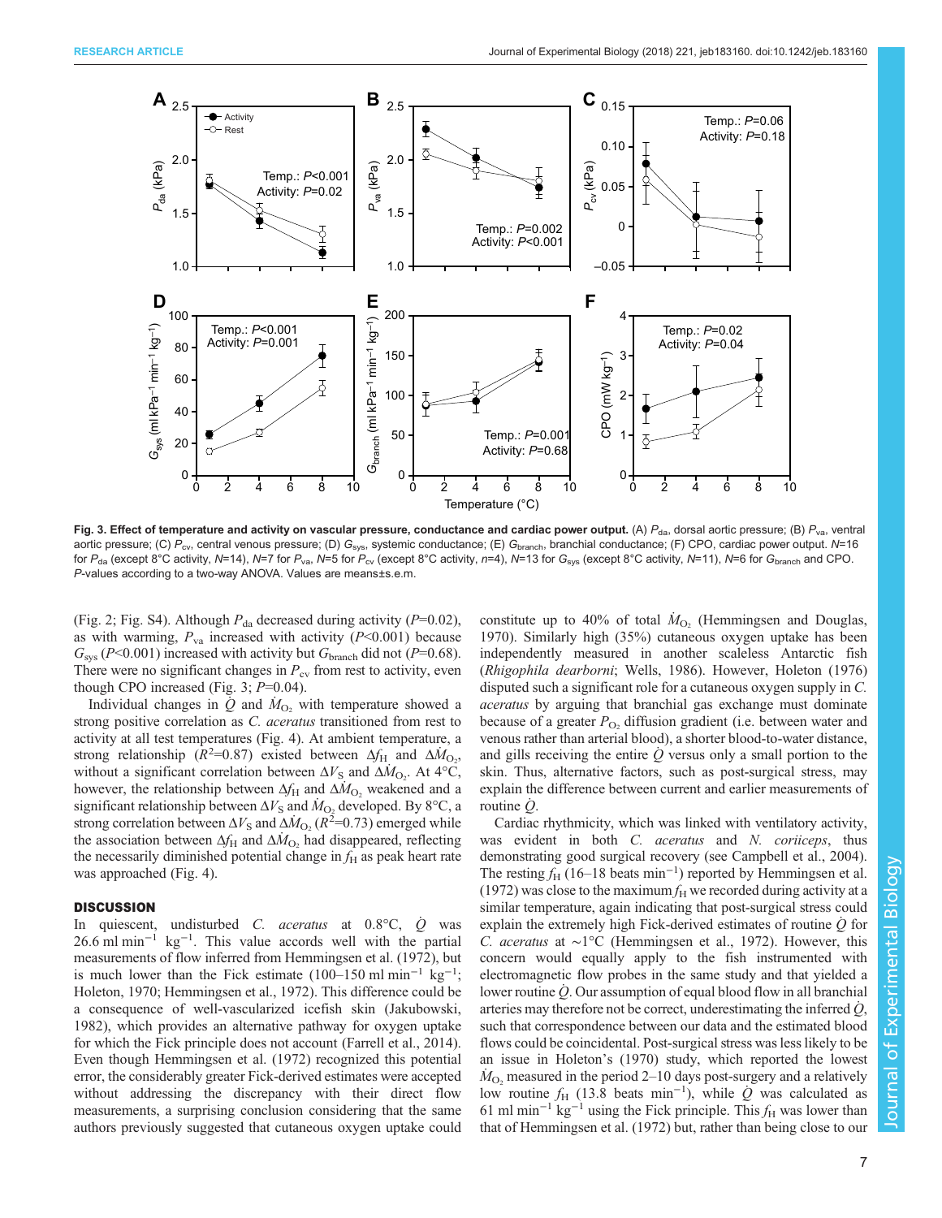A
2.5
2.0
1.5
1.0
$P_{da}$ (kPa)
Activity
Rest
Temp.: $P$<0.001
Activity: $P$=0.02

B
2.5
2.0
1.5
1.0
$P_{va}$ (kPa)
Temp.: $P$=0.002
Activity: $P$<0.001

C
0.15
0.10
0.05
0
–0.05
$P_{cv}$ (kPa)
Temp.: $P$=0.06
Activity: $P$=0.18

D
100
80
60
40
20
0
$G_{sys}$ (ml kPa$^{-1}$ min$^{-1}$ kg$^{-1}$)
Temp.: $P$<0.001
Activity: $P$=0.001

E
200
150
100
50
0
$G_{branch}$ (ml kPa$^{-1}$ min$^{-1}$ kg$^{-1}$)
Temp.: $P$=0.001
Activity: $P$=0.68

F
4
3
2
1
0
CPO (mW kg$^{-1}$)
Temp.: $P$=0.02
Activity: $P$=0.04

0 2 4 6 8 10
Temperature (°C)

**Fig. 3. Effect of temperature and activity on vascular pressure, conductance and cardiac power output.** (A) $P_{da}$, dorsal aortic pressure; (B) $P_{va}$, ventral aortic pressure; (C) $P_{cv}$, central venous pressure; (D) $G_{sys}$, systemic conductance; (E) $G_{branch}$, branchial conductance; (F) CPO, cardiac power output. $N$=16 for $P_{da}$ (except 8°C activity, $N$=14), $N$=7 for $P_{va}$, $N$=5 for $P_{cv}$ (except 8°C activity, $n$=4), $N$=13 for $G_{sys}$ (except 8°C activity, $N$=11), $N$=6 for $G_{branch}$ and CPO. $P$-values according to a two-way ANOVA. Values are means±s.e.m.

(Fig. 2; Fig. S4). Although $P_{da}$ decreased during activity ($P$=0.02), as with warming, $P_{va}$ increased with activity ($P$<0.001) because $G_{sys}$ ($P$<0.001) increased with activity but $G_{branch}$ did not ($P$=0.68). There were no significant changes in $P_{cv}$ from rest to activity, even though CPO increased (Fig. 3; $P$=0.04).

Individual changes in $\dot{Q}$ and $\dot{M}_{O_2}$ with temperature showed a strong positive correlation as *C. aceratus* transitioned from rest to activity at all test temperatures (Fig. 4). At ambient temperature, a strong relationship ($R^2$=0.87) existed between $\Delta f_H$ and $\Delta\dot{M}_{O_2}$, without a significant correlation between $\Delta V_S$ and $\Delta\dot{M}_{O_2}$. At 4°C, however, the relationship between $\Delta f_H$ and $\Delta\dot{M}_{O_2}$ weakened and a significant relationship between $\Delta V_S$ and $\dot{M}_{O_2}$ developed. By 8°C, a strong correlation between $\Delta V_S$ and $\Delta\dot{M}_{O_2}$ ($R^2$=0.73) emerged while the association between $\Delta f_H$ and $\Delta\dot{M}_{O_2}$ had disappeared, reflecting the necessarily diminished potential change in $f_H$ as peak heart rate was approached (Fig. 4).

## DISCUSSION

In quiescent, undisturbed *C. aceratus* at 0.8°C, $\dot{Q}$ was 26.6 ml min$^{-1}$ kg$^{-1}$. This value accords well with the partial measurements of flow inferred from Hemmingsen et al. (1972), but is much lower than the Fick estimate (100–150 ml min$^{-1}$ kg$^{-1}$; Holeton, 1970; Hemmingsen et al., 1972). This difference could be a consequence of well-vascularized icefish skin (Jakubowski, 1982), which provides an alternative pathway for oxygen uptake for which the Fick principle does not account (Farrell et al., 2014). Even though Hemmingsen et al. (1972) recognized this potential error, the considerably greater Fick-derived estimates were accepted without addressing the discrepancy with their direct flow measurements, a surprising conclusion considering that the same authors previously suggested that cutaneous oxygen uptake could constitute up to 40% of total $\dot{M}_{O_2}$ (Hemmingsen and Douglas, 1970). Similarly high (35%) cutaneous oxygen uptake has been independently measured in another scaleless Antarctic fish (*Rhigophila dearborni*; Wells, 1986). However, Holeton (1976) disputed such a significant role for a cutaneous oxygen supply in *C. aceratus* by arguing that branchial gas exchange must dominate because of a greater $P_{O_2}$ diffusion gradient (i.e. between water and venous rather than arterial blood), a shorter blood-to-water distance, and gills receiving the entire $\dot{Q}$ versus only a small portion to the skin. Thus, alternative factors, such as post-surgical stress, may explain the difference between current and earlier measurements of routine $\dot{Q}$.

Cardiac rhythmicity, which was linked with ventilatory activity, was evident in both *C. aceratus* and *N. coriiceps*, thus demonstrating good surgical recovery (see Campbell et al., 2004). The resting $f_H$ (16–18 beats min$^{-1}$) reported by Hemmingsen et al. (1972) was close to the maximum $f_H$ we recorded during activity at a similar temperature, again indicating that post-surgical stress could explain the extremely high Fick-derived estimates of routine $\dot{Q}$ for *C. aceratus* at ~1°C (Hemmingsen et al., 1972). However, this concern would equally apply to the fish instrumented with electromagnetic flow probes in the same study and that yielded a lower routine $\dot{Q}$. Our assumption of equal blood flow in all branchial arteries may therefore not be correct, underestimating the inferred $\dot{Q}$, such that correspondence between our data and the estimated blood flows could be coincidental. Post-surgical stress was less likely to be an issue in Holeton's (1970) study, which reported the lowest $\dot{M}_{O_2}$ measured in the period 2–10 days post-surgery and a relatively low routine $f_H$ (13.8 beats min$^{-1}$), while $\dot{Q}$ was calculated as 61 ml min$^{-1}$ kg$^{-1}$ using the Fick principle. This $f_H$ was lower than that of Hemmingsen et al. (1972) but, rather than being close to our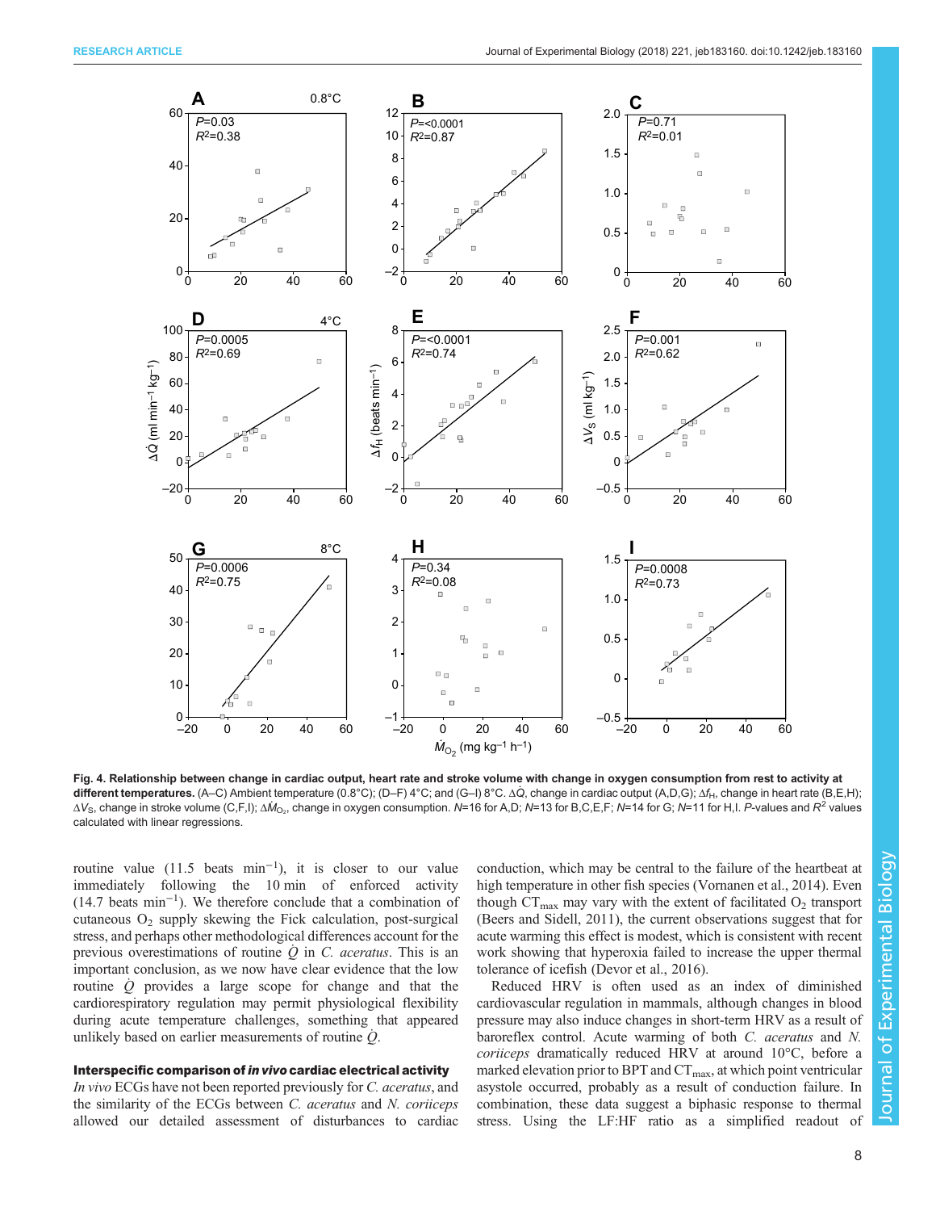A 0.8°C

P=0.03
$R^2$=0.38

B

P=<0.0001
$R^2$=0.87

C

P=0.71
$R^2$=0.01

D 4°C

P=0.0005
$R^2$=0.69

$\Delta\dot{Q}$ (ml min$^{-1}$ kg$^{-1}$)

E

P=<0.0001
$R^2$=0.74

$\Delta f_H$ (beats min$^{-1}$)

F

P=0.001
$R^2$=0.62

$\Delta V_S$ (ml kg$^{-1}$)

G 8°C

P=0.0006
$R^2$=0.75

H

P=0.34
$R^2$=0.08

I

P=0.0008
$R^2$=0.73

$\dot{M}_{O_2}$ (mg kg$^{-1}$ h$^{-1}$)

**Fig. 4. Relationship between change in cardiac output, heart rate and stroke volume with change in oxygen consumption from rest to activity at different temperatures.** (A–C) Ambient temperature (0.8°C); (D–F) 4°C; and (G–I) 8°C. $\Delta\dot{Q}$, change in cardiac output (A,D,G); $\Delta f_H$, change in heart rate (B,E,H); $\Delta V_S$, change in stroke volume (C,F,I); $\Delta\dot{M}_{O_2}$, change in oxygen consumption. *N*=16 for A,D; *N*=13 for B,C,E,F; *N*=14 for G; *N*=11 for H,I. *P*-values and $R^2$ values calculated with linear regressions.

routine value (11.5 beats min$^{-1}$), it is closer to our value immediately following the 10 min of enforced activity (14.7 beats min$^{-1}$). We therefore conclude that a combination of cutaneous $O_2$ supply skewing the Fick calculation, post-surgical stress, and perhaps other methodological differences account for the previous overestimations of routine $\dot{Q}$ in *C. aceratus*. This is an important conclusion, as we now have clear evidence that the low routine $\dot{Q}$ provides a large scope for change and that the cardiorespiratory regulation may permit physiological flexibility during acute temperature challenges, something that appeared unlikely based on earlier measurements of routine $\dot{Q}$.

### Interspecific comparison of *in vivo* cardiac electrical activity

*In vivo* ECGs have not been reported previously for *C. aceratus*, and the similarity of the ECGs between *C. aceratus* and *N. coriiceps* allowed our detailed assessment of disturbances to cardiac conduction, which may be central to the failure of the heartbeat at high temperature in other fish species (Vornanen et al., 2014). Even though $CT_{max}$ may vary with the extent of facilitated $O_2$ transport (Beers and Sidell, 2011), the current observations suggest that for acute warming this effect is modest, which is consistent with recent work showing that hyperoxia failed to increase the upper thermal tolerance of icefish (Devor et al., 2016).

Reduced HRV is often used as an index of diminished cardiovascular regulation in mammals, although changes in blood pressure may also induce changes in short-term HRV as a result of baroreflex control. Acute warming of both *C. aceratus* and *N. coriiceps* dramatically reduced HRV at around 10°C, before a marked elevation prior to BPT and $CT_{max}$, at which point ventricular asystole occurred, probably as a result of conduction failure. In combination, these data suggest a biphasic response to thermal stress. Using the LF:HF ratio as a simplified readout of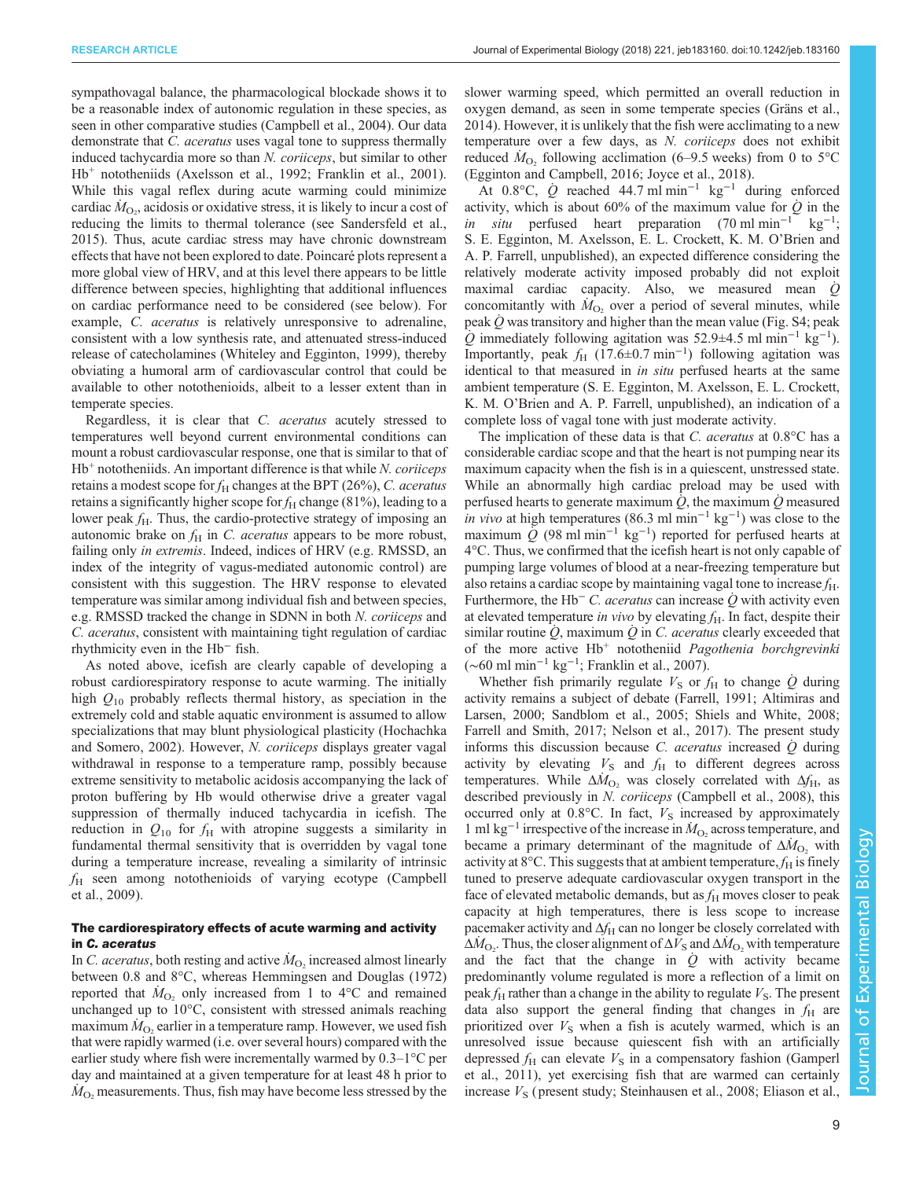sympathovagal balance, the pharmacological blockade shows it to be a reasonable index of autonomic regulation in these species, as seen in other comparative studies (Campbell et al., 2004). Our data demonstrate that *C. aceratus* uses vagal tone to suppress thermally induced tachycardia more so than *N. coriiceps*, but similar to other $Hb^+$ notothenioids (Axelsson et al., 1992; Franklin et al., 2001). While this vagal reflex during acute warming could minimize cardiac $\dot{M}_{O_2}$, acidosis or oxidative stress, it is likely to incur a cost of reducing the limits to thermal tolerance (see Sandersfeld et al., 2015). Thus, acute cardiac stress may have chronic downstream effects that have not been explored to date. Poincaré plots represent a more global view of HRV, and at this level there appears to be little difference between species, highlighting that additional influences on cardiac performance need to be considered (see below). For example, *C. aceratus* is relatively unresponsive to adrenaline, consistent with a low synthesis rate, and attenuated stress-induced release of catecholamines (Whiteley and Egginton, 1999), thereby obviating a humoral arm of cardiovascular control that could be available to other notothenioids, albeit to a lesser extent than in temperate species.

Regardless, it is clear that *C. aceratus* acutely stressed to temperatures well beyond current environmental conditions can mount a robust cardiovascular response, one that is similar to that of $Hb^+$ notothenioids. An important difference is that while *N. coriiceps* retains a modest scope for $f_H$ changes at the BPT (26%), *C. aceratus* retains a significantly higher scope for $f_H$ change (81%), leading to a lower peak $f_H$. Thus, the cardio-protective strategy of imposing an autonomic brake on $f_H$ in *C. aceratus* appears to be more robust, failing only *in extremis*. Indeed, indices of HRV (e.g. RMSSD, an index of the integrity of vagus-mediated autonomic control) are consistent with this suggestion. The HRV response to elevated temperature was similar among individual fish and between species, e.g. RMSSD tracked the change in SDNN in both *N. coriiceps* and *C. aceratus*, consistent with maintaining tight regulation of cardiac rhythmicity even in the $Hb^-$ fish.

As noted above, icefish are clearly capable of developing a robust cardiorespiratory response to acute warming. The initially high $Q_{10}$ probably reflects thermal history, as speciation in the extremely cold and stable aquatic environment is assumed to allow specializations that may blunt physiological plasticity (Hochachka and Somero, 2002). However, *N. coriiceps* displays greater vagal withdrawal in response to a temperature ramp, possibly because extreme sensitivity to metabolic acidosis accompanying the lack of proton buffering by Hb would otherwise drive a greater vagal suppression of thermally induced tachycardia in icefish. The reduction in $Q_{10}$ for $f_H$ with atropine suggests a similarity in fundamental thermal sensitivity that is overridden by vagal tone during a temperature increase, revealing a similarity of intrinsic $f_H$ seen among notothenioids of varying ecotype (Campbell et al., 2009).

### The cardiorespiratory effects of acute warming and activity in *C. aceratus*

In *C. aceratus*, both resting and active $\dot{M}_{O_2}$ increased almost linearly between 0.8 and 8°C, whereas Hemmingsen and Douglas (1972) reported that $\dot{M}_{O_2}$ only increased from 1 to 4°C and remained unchanged up to 10°C, consistent with stressed animals reaching maximum $\dot{M}_{O_2}$ earlier in a temperature ramp. However, we used fish that were rapidly warmed (i.e. over several hours) compared with the earlier study where fish were incrementally warmed by 0.3–1°C per day and maintained at a given temperature for at least 48 h prior to $\dot{M}_{O_2}$ measurements. Thus, fish may have become less stressed by the slower warming speed, which permitted an overall reduction in oxygen demand, as seen in some temperate species (Gräns et al., 2014). However, it is unlikely that the fish were acclimating to a new temperature over a few days, as *N. coriiceps* does not exhibit reduced $\dot{M}_{O_2}$ following acclimation (6–9.5 weeks) from 0 to 5°C (Egginton and Campbell, 2016; Joyce et al., 2018).

At 0.8°C, $\dot{Q}$ reached 44.7 ml min$^{-1}$ kg$^{-1}$ during enforced activity, which is about 60% of the maximum value for $\dot{Q}$ in the *in situ* perfused heart preparation (70 ml min$^{-1}$ kg$^{-1}$; S. E. Egginton, M. Axelsson, E. L. Crockett, K. M. O'Brien and A. P. Farrell, unpublished), an expected difference considering the relatively moderate activity imposed probably did not exploit maximal cardiac capacity. Also, we measured mean $\dot{Q}$ concomitantly with $\dot{M}_{O_2}$ over a period of several minutes, while peak $\dot{Q}$ was transitory and higher than the mean value (Fig. S4; peak $\dot{Q}$ immediately following agitation was 52.9±4.5 ml min$^{-1}$ kg$^{-1}$). Importantly, peak $f_H$ (17.6±0.7 min$^{-1}$) following agitation was identical to that measured in *in situ* perfused hearts at the same ambient temperature (S. E. Egginton, M. Axelsson, E. L. Crockett, K. M. O'Brien and A. P. Farrell, unpublished), an indication of a complete loss of vagal tone with just moderate activity.

The implication of these data is that *C. aceratus* at 0.8°C has a considerable cardiac scope and that the heart is not pumping near its maximum capacity when the fish is in a quiescent, unstressed state. While an abnormally high cardiac preload may be used with perfused hearts to generate maximum $\dot{Q}$, the maximum $\dot{Q}$ measured *in vivo* at high temperatures (86.3 ml min$^{-1}$ kg$^{-1}$) was close to the maximum $\dot{Q}$ (98 ml min$^{-1}$ kg$^{-1}$) reported for perfused hearts at 4°C. Thus, we confirmed that the icefish heart is not only capable of pumping large volumes of blood at a near-freezing temperature but also retains a cardiac scope by maintaining vagal tone to increase $f_H$. Furthermore, the $Hb^-$ *C. aceratus* can increase $\dot{Q}$ with activity even at elevated temperature *in vivo* by elevating $f_H$. In fact, despite their similar routine $\dot{Q}$, maximum $\dot{Q}$ in *C. aceratus* clearly exceeded that of the more active $Hb^+$ notothenioid *Pagothenia borchgrevinki* (~60 ml min$^{-1}$ kg$^{-1}$; Franklin et al., 2007).

Whether fish primarily regulate $V_S$ or $f_H$ to change $\dot{Q}$ during activity remains a subject of debate (Farrell, 1991; Altimiras and Larsen, 2000; Sandblom et al., 2005; Shiels and White, 2008; Farrell and Smith, 2017; Nelson et al., 2017). The present study informs this discussion because *C. aceratus* increased $\dot{Q}$ during activity by elevating $V_S$ and $f_H$ to different degrees across temperatures. While $\Delta\dot{M}_{O_2}$ was closely correlated with $\Delta f_H$, as described previously in *N. coriiceps* (Campbell et al., 2008), this occurred only at 0.8°C. In fact, $V_S$ increased by approximately 1 ml kg$^{-1}$ irrespective of the increase in $\dot{M}_{O_2}$ across temperature, and became a primary determinant of the magnitude of $\Delta\dot{M}_{O_2}$ with activity at 8°C. This suggests that at ambient temperature, $f_H$ is finely tuned to preserve adequate cardiovascular oxygen transport in the face of elevated metabolic demands, but as $f_H$ moves closer to peak capacity at high temperatures, there is less scope to increase pacemaker activity and $\Delta f_H$ can no longer be closely correlated with $\Delta\dot{M}_{O_2}$. Thus, the closer alignment of $\Delta V_S$ and $\Delta\dot{M}_{O_2}$ with temperature and the fact that the change in $\dot{Q}$ with activity became predominantly volume regulated is more a reflection of a limit on peak $f_H$ rather than a change in the ability to regulate $V_S$. The present data also support the general finding that changes in $f_H$ are prioritized over $V_S$ when a fish is acutely warmed, which is an unresolved issue because quiescent fish with an artificially depressed $f_H$ can elevate $V_S$ in a compensatory fashion (Gamperl et al., 2011), yet exercising fish that are warmed can certainly increase $V_S$ (present study; Steinhausen et al., 2008; Eliason et al.,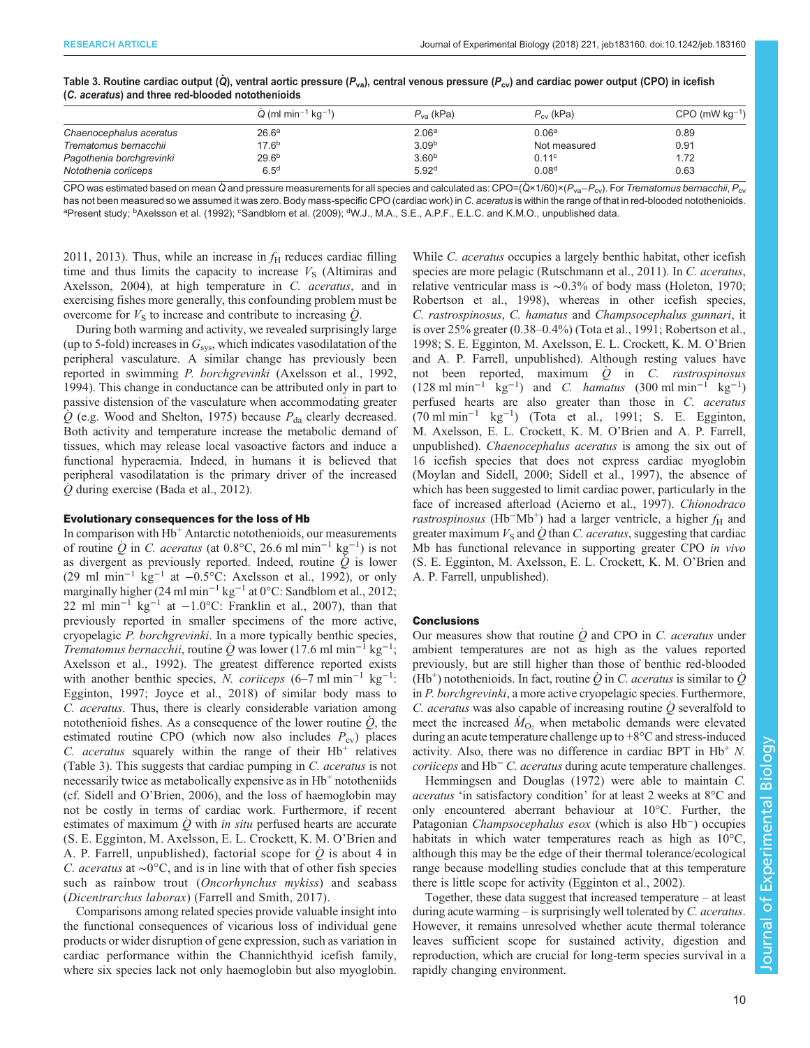**Table 3. Routine cardiac output ($\dot{Q}$), ventral aortic pressure ($P_{va}$), central venous pressure ($P_{cv}$) and cardiac power output (CPO) in icefish (*C. aceratus*) and three red-blooded notothenioids**

| | $\dot{Q}$ (ml min$^{-1}$ kg$^{-1}$) | $P_{va}$ (kPa) | $P_{cv}$ (kPa) | CPO (mW kg$^{-1}$) |
|---|---|---|---|---|
| *Chaenocephalus aceratus* | 26.6[a] | 2.06[a] | 0.06[a] | 0.89 |
| *Trematomus bernacchii* | 17.6[b] | 3.09[b] | Not measured | 0.91 |
| *Pagothenia borchgrevinki* | 29.6[b] | 3.60[b] | 0.11[c] | 1.72 |
| *Notothenia coriiceps* | 6.5[d] | 5.92[d] | 0.08[d] | 0.63 |

CPO was estimated based on mean $\dot{Q}$ and pressure measurements for all species and calculated as: CPO=($\dot{Q}$×1/60)×($P_{va}$−$P_{cv}$). For *Trematomus bernacchii*, $P_{cv}$ has not been measured so we assumed it was zero. Body mass-specific CPO (cardiac work) in *C. aceratus* is within the range of that in red-blooded notothenioids. [a]Present study; [b]Axelsson et al. (1992); [c]Sandblom et al. (2009); [d]W.J., M.A., S.E., A.P.F., E.L.C. and K.M.O., unpublished data.

2011, 2013). Thus, while an increase in $f_H$ reduces cardiac filling time and thus limits the capacity to increase $V_S$ (Altimiras and Axelsson, 2004), at high temperature in *C. aceratus*, and in exercising fishes more generally, this confounding problem must be overcome for $V_S$ to increase and contribute to increasing $\dot{Q}$.

During both warming and activity, we revealed surprisingly large (up to 5-fold) increases in $G_{sys}$, which indicates vasodilatation of the peripheral vasculature. A similar change has previously been reported in swimming *P. borchgrevinki* (Axelsson et al., 1992, 1994). This change in conductance can be attributed only in part to passive distension of the vasculature when accommodating greater $\dot{Q}$ (e.g. Wood and Shelton, 1975) because $P_{da}$ clearly decreased. Both activity and temperature increase the metabolic demand of tissues, which may release local vasoactive factors and induce a functional hyperaemia. Indeed, in humans it is believed that peripheral vasodilatation is the primary driver of the increased $\dot{Q}$ during exercise (Bada et al., 2012).

### Evolutionary consequences for the loss of Hb

In comparison with $Hb^+$ Antarctic notothenioids, our measurements of routine $\dot{Q}$ in *C. aceratus* (at 0.8°C, 26.6 ml min$^{-1}$ kg$^{-1}$) is not as divergent as previously reported. Indeed, routine $\dot{Q}$ is lower (29 ml min$^{-1}$ kg$^{-1}$ at −0.5°C: Axelsson et al., 1992), or only marginally higher (24 ml min$^{-1}$ kg$^{-1}$ at 0°C: Sandblom et al., 2012; 22 ml min$^{-1}$ kg$^{-1}$ at −1.0°C: Franklin et al., 2007), than that previously reported in smaller specimens of the more active, cryopelagic *P. borchgrevinki*. In a more typically benthic species, *Trematomus bernacchii*, routine $\dot{Q}$ was lower (17.6 ml min$^{-1}$ kg$^{-1}$; Axelsson et al., 1992). The greatest difference reported exists with another benthic species, *N. coriiceps* (6–7 ml min$^{-1}$ kg$^{-1}$: Egginton, 1997; Joyce et al., 2018) of similar body mass to *C. aceratus*. Thus, there is clearly considerable variation among notothenioid fishes. As a consequence of the lower routine $\dot{Q}$, the estimated routine CPO (which now also includes $P_{cv}$) places *C. aceratus* squarely within the range of their $Hb^+$ relatives (Table 3). This suggests that cardiac pumping in *C. aceratus* is not necessarily twice as metabolically expensive as in $Hb^+$ notothenioids (cf. Sidell and O'Brien, 2006), and the loss of haemoglobin may not be costly in terms of cardiac work. Furthermore, if recent estimates of maximum $\dot{Q}$ with *in situ* perfused hearts are accurate (S. E. Egginton, M. Axelsson, E. L. Crockett, K. M. O'Brien and A. P. Farrell, unpublished), factorial scope for $\dot{Q}$ is about 4 in *C. aceratus* at ∼0°C, and is in line with that of other fish species such as rainbow trout (*Oncorhynchus mykiss*) and seabass (*Dicentrarchus laborax*) (Farrell and Smith, 2017).

Comparisons among related species provide valuable insight into the functional consequences of vicarious loss of individual gene products or wider disruption of gene expression, such as variation in cardiac performance within the Channichthyid icefish family, where six species lack not only haemoglobin but also myoglobin. While *C. aceratus* occupies a largely benthic habitat, other icefish species are more pelagic (Rutschmann et al., 2011). In *C. aceratus*, relative ventricular mass is ∼0.3% of body mass (Holeton, 1970; Robertson et al., 1998), whereas in other icefish species, *C. rastrospinosus*, *C. hamatus* and *Champsocephalus gunnari*, it is over 25% greater (0.38–0.4%) (Tota et al., 1991; Robertson et al., 1998; S. E. Egginton, M. Axelsson, E. L. Crockett, K. M. O'Brien and A. P. Farrell, unpublished). Although resting values have not been reported, maximum $\dot{Q}$ in *C. rastrospinosus* (128 ml min$^{-1}$ kg$^{-1}$) and *C. hamatus* (300 ml min$^{-1}$ kg$^{-1}$) perfused hearts are also greater than those in *C. aceratus* (70 ml min$^{-1}$ kg$^{-1}$) (Tota et al., 1991; S. E. Egginton, M. Axelsson, E. L. Crockett, K. M. O'Brien and A. P. Farrell, unpublished). *Chaenocephalus aceratus* is among the six out of 16 icefish species that does not express cardiac myoglobin (Moylan and Sidell, 2000; Sidell et al., 1997), the absence of which has been suggested to limit cardiac power, particularly in the face of increased afterload (Acierno et al., 1997). *Chionodraco rastrospinosus* ($Hb^-Mb^+$) had a larger ventricle, a higher $f_H$ and greater maximum $V_S$ and $\dot{Q}$ than *C. aceratus*, suggesting that cardiac Mb has functional relevance in supporting greater CPO *in vivo* (S. E. Egginton, M. Axelsson, E. L. Crockett, K. M. O'Brien and A. P. Farrell, unpublished).

### Conclusions

Our measures show that routine $\dot{Q}$ and CPO in *C. aceratus* under ambient temperatures are not as high as the values reported previously, but are still higher than those of benthic red-blooded ($Hb^+$) notothenioids. In fact, routine $\dot{Q}$ in *C. aceratus* is similar to $\dot{Q}$ in *P. borchgrevinki*, a more active cryopelagic species. Furthermore, *C. aceratus* was also capable of increasing routine $\dot{Q}$ severalfold to meet the increased $\dot{M}_{O_2}$ when metabolic demands were elevated during an acute temperature challenge up to +8°C and stress-induced activity. Also, there was no difference in cardiac BPT in $Hb^+$ *N. coriiceps* and $Hb^-$ *C. aceratus* during acute temperature challenges.

Hemmingsen and Douglas (1972) were able to maintain *C. aceratus* 'in satisfactory condition' for at least 2 weeks at 8°C and only encountered aberrant behaviour at 10°C. Further, the Patagonian *Champsocephalus esox* (which is also $Hb^-$) occupies habitats in which water temperatures reach as high as 10°C, although this may be the edge of their thermal tolerance/ecological range because modelling studies conclude that at this temperature there is little scope for activity (Egginton et al., 2002).

Together, these data suggest that increased temperature – at least during acute warming – is surprisingly well tolerated by *C. aceratus*. However, it remains unresolved whether acute thermal tolerance leaves sufficient scope for sustained activity, digestion and reproduction, which are crucial for long-term species survival in a rapidly changing environment.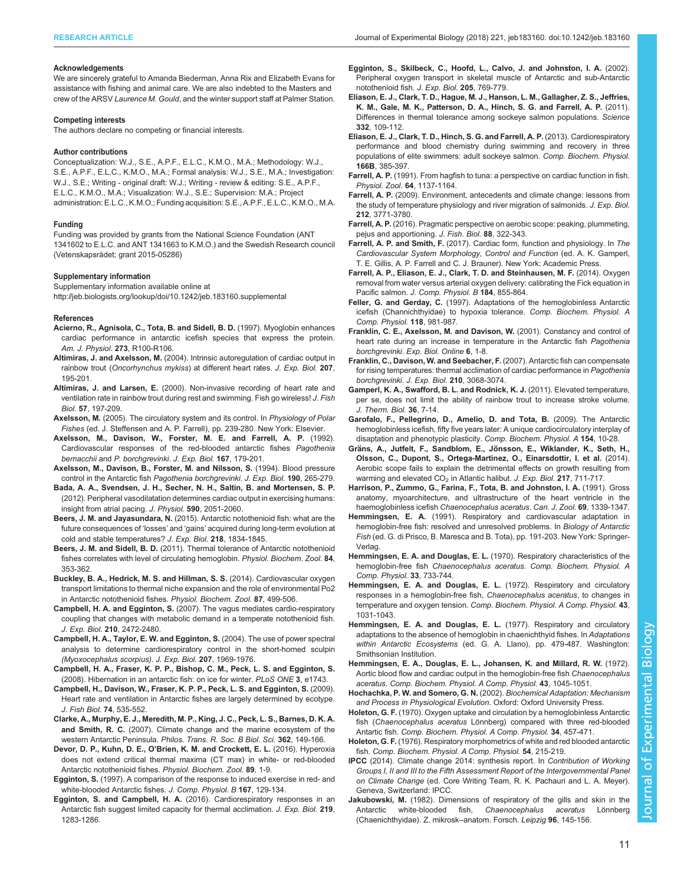### Acknowledgements

We are sincerely grateful to Amanda Biederman, Anna Rix and Elizabeth Evans for assistance with fishing and animal care. We are also indebted to the Masters and crew of the ARSV *Laurence M. Gould*, and the winter support staff at Palmer Station.

### Competing interests

The authors declare no competing or financial interests.

### Author contributions

Conceptualization: W.J., S.E., A.P.F., E.L.C., K.M.O., M.A.; Methodology: W.J., S.E., A.P.F., E.L.C., K.M.O., M.A.; Formal analysis: W.J., S.E., M.A.; Investigation: W.J., S.E.; Writing - original draft: W.J.; Writing - review & editing: S.E., A.P.F., E.L.C., K.M.O., M.A.; Visualization: W.J., S.E.; Supervision: M.A.; Project administration: E.L.C., K.M.O.; Funding acquisition: S.E., A.P.F., E.L.C., K.M.O., M.A.

### Funding

Funding was provided by grants from the National Science Foundation (ANT 1341602 to E.L.C. and ANT 1341663 to K.M.O.) and the Swedish Research council (Vetenskapsrådet; grant 2015-05286)

### Supplementary information

Supplementary information available online at
http://jeb.biologists.org/lookup/doi/10.1242/jeb.183160.supplemental

### References

**Acierno, R., Agnisola, C., Tota, B. and Sidell, B. D.** (1997). Myoglobin enhances cardiac performance in antarctic icefish species that express the protein. *Am. J. Physiol.* **273**, R100-R106.

**Altimiras, J. and Axelsson, M.** (2004). Intrinsic autoregulation of cardiac output in rainbow trout (*Oncorhynchus mykiss*) at different heart rates. *J. Exp. Biol.* **207**, 195-201.

**Altimiras, J. and Larsen, E.** (2000). Non-invasive recording of heart rate and ventilation rate in rainbow trout during rest and swimming. Fish go wireless! *J. Fish Biol.* **57**, 197-209.

**Axelsson, M.** (2005). The circulatory system and its control. In *Physiology of Polar Fishes* (ed. J. Steffensen and A. P. Farrell), pp. 239-280. New York: Elsevier.

**Axelsson, M., Davison, W., Forster, M. E. and Farrell, A. P.** (1992). Cardiovascular responses of the red-blooded antarctic fishes *Pagothenia bernacchii* and *P. borchgrevinki*. *J. Exp. Biol.* **167**, 179-201.

**Axelsson, M., Davison, B., Forster, M. and Nilsson, S.** (1994). Blood pressure control in the Antarctic fish *Pagothenia borchgrevinki*. *J. Exp. Biol.* **190**, 265-279.

**Bada, A. A., Svendsen, J. H., Secher, N. H., Saltin, B. and Mortensen, S. P.** (2012). Peripheral vasodilatation determines cardiac output in exercising humans: insight from atrial pacing. *J. Physiol.* **590**, 2051-2060.

**Beers, J. M. and Jayasundara, N.** (2015). Antarctic notothenioid fish: what are the future consequences of 'losses' and 'gains' acquired during long-term evolution at cold and stable temperatures? *J. Exp. Biol.* **218**, 1834-1845.

**Beers, J. M. and Sidell, B. D.** (2011). Thermal tolerance of Antarctic notothenioid fishes correlates with level of circulating hemoglobin. *Physiol. Biochem. Zool.* **84**, 353-362.

**Buckley, B. A., Hedrick, M. S. and Hillman, S. S.** (2014). Cardiovascular oxygen transport limitations to thermal niche expansion and the role of environmental Po2 in Antarctic notothenioid fishes. *Physiol. Biochem. Zool.* **87**, 499-506.

**Campbell, H. A. and Egginton, S.** (2007). The vagus mediates cardio-respiratory coupling that changes with metabolic demand in a temperate notothenioid fish. *J. Exp. Biol.* **210**, 2472-2480.

**Campbell, H. A., Taylor, E. W. and Egginton, S.** (2004). The use of power spectral analysis to determine cardiorespiratory control in the short-horned sculpin *(Myoxocephalus scorpius)*. *J. Exp. Biol.* **207**, 1969-1976.

**Campbell, H. A., Fraser, K. P. P., Bishop, C. M., Peck, L. S. and Egginton, S.** (2008). Hibernation in an antarctic fish: on ice for winter. *PLoS ONE* **3**, e1743.

**Campbell, H., Davison, W., Fraser, K. P. P., Peck, L. S. and Egginton, S.** (2009). Heart rate and ventilation in Antarctic fishes are largely determined by ecotype. *J. Fish Biol.* **74**, 535-552.

**Clarke, A., Murphy, E. J., Meredith, M. P., King, J. C., Peck, L. S., Barnes, D. K. A. and Smith, R. C.** (2007). Climate change and the marine ecosystem of the western Antarctic Peninsula. *Philos. Trans. R. Soc. B Biol. Sci.* **362**, 149-166.

**Devor, D. P., Kuhn, D. E., O'Brien, K. M. and Crockett, E. L.** (2016). Hyperoxia does not extend critical thermal maxima (CT max) in white- or red-blooded Antarctic notothenioid fishes. *Physiol. Biochem. Zool.* **89**, 1-9.

**Egginton, S.** (1997). A comparison of the response to induced exercise in red- and white-blooded Antarctic fishes. *J. Comp. Physiol. B* **167**, 129-134.

**Egginton, S. and Campbell, H. A.** (2016). Cardiorespiratory responses in an Antarctic fish suggest limited capacity for thermal acclimation. *J. Exp. Biol.* **219**, 1283-1286.

**Egginton, S., Skilbeck, C., Hoofd, L., Calvo, J. and Johnston, I. A.** (2002). Peripheral oxygen transport in skeletal muscle of Antarctic and sub-Antarctic notothenioid fish. *J. Exp. Biol.* **205**, 769-779.

**Eliason, E. J., Clark, T. D., Hague, M. J., Hanson, L. M., Gallagher, Z. S., Jeffries, K. M., Gale, M. K., Patterson, D. A., Hinch, S. G. and Farrell, A. P.** (2011). Differences in thermal tolerance among sockeye salmon populations. *Science* **332**, 109-112.

**Eliason, E. J., Clark, T. D., Hinch, S. G. and Farrell, A. P.** (2013). Cardiorespiratory performance and blood chemistry during swimming and recovery in three populations of elite swimmers: adult sockeye salmon. *Comp. Biochem. Physiol.* **166B**, 385-397.

**Farrell, A. P.** (1991). From hagfish to tuna: a perspective on cardiac function in fish. *Physiol. Zool.* **64**, 1137-1164.

**Farrell, A. P.** (2009). Environment, antecedents and climate change: lessons from the study of temperature physiology and river migration of salmonids. *J. Exp. Biol.* **212**, 3771-3780.

**Farrell, A. P.** (2016). Pragmatic perspective on aerobic scope: peaking, plummeting, pejus and apportioning. *J. Fish. Biol.* **88**, 322-343.

**Farrell, A. P. and Smith, F.** (2017). Cardiac form, function and physiology. In *The Cardiovascular System Morphology, Control and Function* (ed. A. K. Gamperl, T. E. Gillis, A. P. Farrell and C. J. Brauner). New York: Academic Press.

**Farrell, A. P., Eliason, E. J., Clark, T. D. and Steinhausen, M. F.** (2014). Oxygen removal from water versus arterial oxygen delivery: calibrating the Fick equation in Pacific salmon. *J. Comp. Physiol. B* **184**, 855-864.

**Feller, G. and Gerday, C.** (1997). Adaptations of the hemoglobinless Antarctic icefish (Channichthyidae) to hypoxia tolerance. *Comp. Biochem. Physiol. A Comp. Physiol.* **118**, 981-987.

**Franklin, C. E., Axelsson, M. and Davison, W.** (2001). Constancy and control of heart rate during an increase in temperature in the Antarctic fish *Pagothenia borchgrevinki*. *Exp. Biol. Online* **6**, 1-8.

**Franklin, C., Davison, W. and Seebacher, F.** (2007). Antarctic fish can compensate for rising temperatures: thermal acclimation of cardiac performance in *Pagothenia borchgrevinki*. *J. Exp. Biol.* **210**, 3068-3074.

**Gamperl, K. A., Swafford, B. L. and Rodnick, K. J.** (2011). Elevated temperature, per se, does not limit the ability of rainbow trout to increase stroke volume. *J. Therm. Biol.* **36**, 7-14.

**Garofalo, F., Pellegrino, D., Amelio, D. and Tota, B.** (2009). The Antarctic hemoglobinless icefish, fifty five years later: A unique cardiocirculatory interplay of disaptation and phenotypic plasticity. *Comp. Biochem. Physiol. A* **154**, 10-28.

**Gräns, A., Jutfelt, F., Sandblom, E., Jönsson, E., Wiklander, K., Seth, H., Olsson, C., Dupont, S., Ortega-Martinez, O., Einarsdottir, I. et al.** (2014). Aerobic scope fails to explain the detrimental effects on growth resulting from warming and elevated $CO_2$ in Atlantic halibut. *J. Exp. Biol.* **217**, 711-717.

**Harrison, P., Zummo, G., Farina, F., Tota, B. and Johnston, I. A.** (1991). Gross anatomy, myoarchitecture, and ultrastructure of the heart ventricle in the haemoglobinless icefish *Chaenocephalus aceratus*. *Can. J. Zool.* **69**, 1339-1347.

**Hemmingsen, E. A.** (1991). Respiratory and cardiovascular adaptation in hemoglobin-free fish: resolved and unresolved problems. In *Biology of Antarctic Fish* (ed. G. di Prisco, B. Maresca and B. Tota), pp. 191-203. New York: Springer-Verlag.

**Hemmingsen, E. A. and Douglas, E. L.** (1970). Respiratory characteristics of the hemoglobin-free fish *Chaenocephalus aceratus*. *Comp. Biochem. Physiol. A Comp. Physiol.* **33**, 733-744.

**Hemmingsen, E. A. and Douglas, E. L.** (1972). Respiratory and circulatory responses in a hemoglobin-free fish, *Chaenocephalus aceratus*, to changes in temperature and oxygen tension. *Comp. Biochem. Physiol. A Comp. Physiol.* **43**, 1031-1043.

**Hemmingsen, E. A. and Douglas, E. L.** (1977). Respiratory and circulatory adaptations to the absence of hemoglobin in chaenichthyid fishes. In *Adaptations within Antarctic Ecosystems* (ed. G. A. Llano), pp. 479-487. Washington: Smithsonian Institution.

**Hemmingsen, E. A., Douglas, E. L., Johansen, K. and Millard, R. W.** (1972). Aortic blood flow and cardiac output in the hemoglobin-free fish *Chaenocephalus aceratus*. *Comp. Biochem. Physiol. A Comp. Physiol.* **43**, 1045-1051.

**Hochachka, P. W. and Somero, G. N.** (2002). *Biochemical Adaptation: Mechanism and Process in Physiological Evolution*. Oxford: Oxford University Press.

**Holeton, G. F.** (1970). Oxygen uptake and circulation by a hemoglobinless Antarctic fish (*Chaenocephalus aceratus* Lönnberg) compared with three red-blooded Antarctic fish. *Comp. Biochem. Physiol. A Comp. Physiol.* **34**, 457-471.

**Holeton, G. F.** (1976). Respiratory morphometrics of white and red blooded antarctic fish. *Comp. Biochem. Physiol. A Comp. Physiol.* **54**, 215-219.

**IPCC** (2014). Climate change 2014: synthesis report. In *Contribution of Working Groups I, II and III to the Fifth Assessment Report of the Intergovernmental Panel on Climate Change* (ed. Core Writing Team, R. K. Pachauri and L. A. Meyer). Geneva, Switzerland: IPCC.

**Jakubowski, M.** (1982). Dimensions of respiratory of the gills and skin in the Antarctic white-blooded fish, *Chaenocephalus aceratus* Lönnberg (Chaenichthyidae). Z. mikrosk–anatom. Forsch. *Leipzig* **96**, 145-156.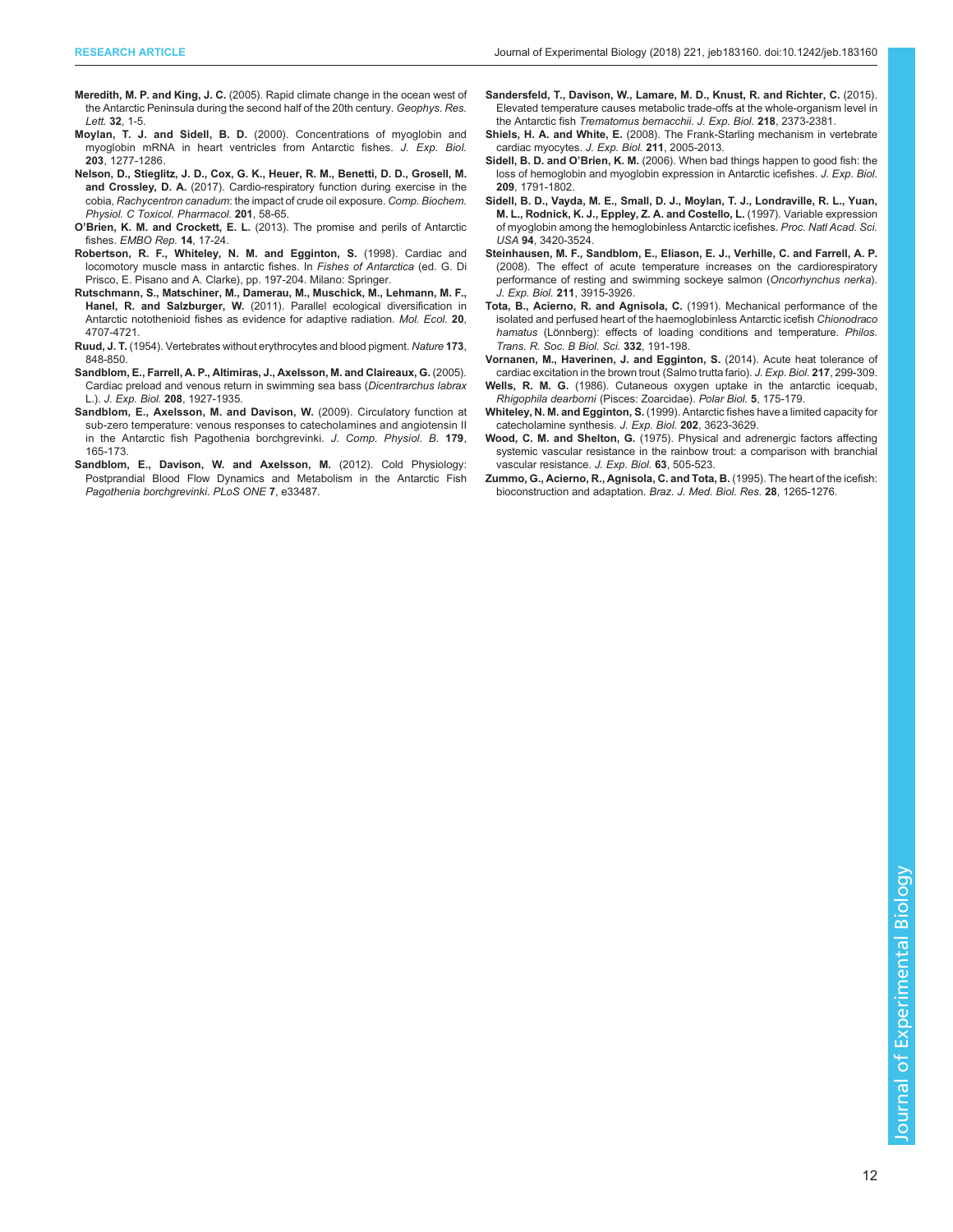**Meredith, M. P. and King, J. C.** (2005). Rapid climate change in the ocean west of the Antarctic Peninsula during the second half of the 20th century. *Geophys. Res. Lett.* **32**, 1-5.

**Moylan, T. J. and Sidell, B. D.** (2000). Concentrations of myoglobin and myoglobin mRNA in heart ventricles from Antarctic fishes. *J. Exp. Biol.* **203**, 1277-1286.

**Nelson, D., Stieglitz, J. D., Cox, G. K., Heuer, R. M., Benetti, D. D., Grosell, M. and Crossley, D. A.** (2017). Cardio-respiratory function during exercise in the cobia, *Rachycentron canadum*: the impact of crude oil exposure. *Comp. Biochem. Physiol. C Toxicol. Pharmacol.* **201**, 58-65.

**O'Brien, K. M. and Crockett, E. L.** (2013). The promise and perils of Antarctic fishes. *EMBO Rep.* **14**, 17-24.

**Robertson, R. F., Whiteley, N. M. and Egginton, S.** (1998). Cardiac and locomotory muscle mass in antarctic fishes. In *Fishes of Antarctica* (ed. G. Di Prisco, E. Pisano and A. Clarke), pp. 197-204. Milano: Springer.

**Rutschmann, S., Matschiner, M., Damerau, M., Muschick, M., Lehmann, M. F., Hanel, R. and Salzburger, W.** (2011). Parallel ecological diversification in Antarctic notothenioid fishes as evidence for adaptive radiation. *Mol. Ecol.* **20**, 4707-4721.

**Ruud, J. T.** (1954). Vertebrates without erythrocytes and blood pigment. *Nature* **173**, 848-850.

**Sandblom, E., Farrell, A. P., Altimiras, J., Axelsson, M. and Claireaux, G.** (2005). Cardiac preload and venous return in swimming sea bass (*Dicentrarchus labrax* L.). *J. Exp. Biol.* **208**, 1927-1935.

**Sandblom, E., Axelsson, M. and Davison, W.** (2009). Circulatory function at sub-zero temperature: venous responses to catecholamines and angiotensin II in the Antarctic fish Pagothenia borchgrevinki. *J. Comp. Physiol. B.* **179**, 165-173.

**Sandblom, E., Davison, W. and Axelsson, M.** (2012). Cold Physiology: Postprandial Blood Flow Dynamics and Metabolism in the Antarctic Fish *Pagothenia borchgrevinki*. *PLoS ONE* **7**, e33487.

**Sandersfeld, T., Davison, W., Lamare, M. D., Knust, R. and Richter, C.** (2015). Elevated temperature causes metabolic trade-offs at the whole-organism level in the Antarctic fish *Trematomus bernacchii*. *J. Exp. Biol.* **218**, 2373-2381.

**Shiels, H. A. and White, E.** (2008). The Frank-Starling mechanism in vertebrate cardiac myocytes. *J. Exp. Biol.* **211**, 2005-2013.

**Sidell, B. D. and O'Brien, K. M.** (2006). When bad things happen to good fish: the loss of hemoglobin and myoglobin expression in Antarctic icefishes. *J. Exp. Biol.* **209**, 1791-1802.

**Sidell, B. D., Vayda, M. E., Small, D. J., Moylan, T. J., Londraville, R. L., Yuan, M. L., Rodnick, K. J., Eppley, Z. A. and Costello, L.** (1997). Variable expression of myoglobin among the hemoglobinless Antarctic icefishes. *Proc. Natl Acad. Sci. USA* **94**, 3420-3524.

**Steinhausen, M. F., Sandblom, E., Eliason, E. J., Verhille, C. and Farrell, A. P.** (2008). The effect of acute temperature increases on the cardiorespiratory performance of resting and swimming sockeye salmon (*Oncorhynchus nerka*). *J. Exp. Biol.* **211**, 3915-3926.

**Tota, B., Acierno, R. and Agnisola, C.** (1991). Mechanical performance of the isolated and perfused heart of the haemoglobinless Antarctic icefish *Chionodraco hamatus* (Lönnberg): effects of loading conditions and temperature. *Philos. Trans. R. Soc. B Biol. Sci.* **332**, 191-198.

**Vornanen, M., Haverinen, J. and Egginton, S.** (2014). Acute heat tolerance of cardiac excitation in the brown trout (Salmo trutta fario). *J. Exp. Biol.* **217**, 299-309.

**Wells, R. M. G.** (1986). Cutaneous oxygen uptake in the antarctic icequab, *Rhigophila dearborni* (Pisces: Zoarcidae). *Polar Biol.* **5**, 175-179.

**Whiteley, N. M. and Egginton, S.** (1999). Antarctic fishes have a limited capacity for catecholamine synthesis. *J. Exp. Biol.* **202**, 3623-3629.

**Wood, C. M. and Shelton, G.** (1975). Physical and adrenergic factors affecting systemic vascular resistance in the rainbow trout: a comparison with branchial vascular resistance. *J. Exp. Biol.* **63**, 505-523.

**Zummo, G., Acierno, R., Agnisola, C. and Tota, B.** (1995). The heart of the icefish: bioconstruction and adaptation. *Braz. J. Med. Biol. Res.* **28**, 1265-1276.